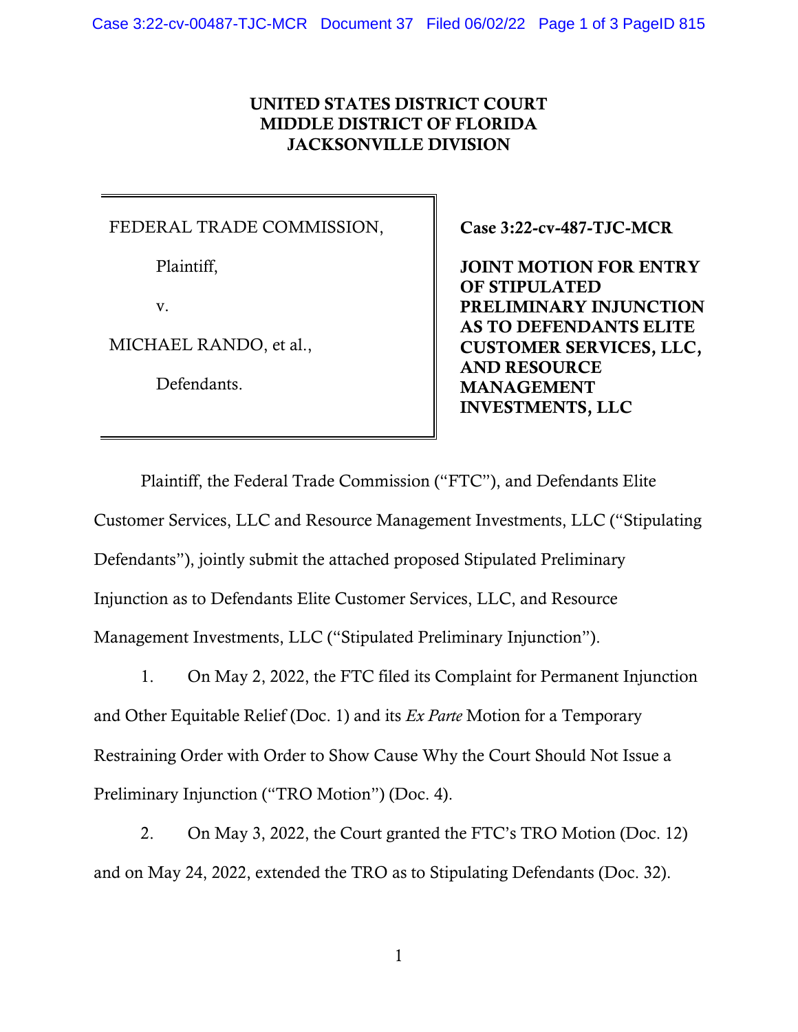**UNITED STATES DISTRICT COURT**
**MIDDLE DISTRICT OF FLORIDA**
**JACKSONVILLE DIVISION**

FEDERAL TRADE COMMISSION,

Plaintiff,

v.

MICHAEL RANDO, et al.,

Defendants.

**Case 3:22-cv-487-TJC-MCR**

**JOINT MOTION FOR ENTRY OF STIPULATED PRELIMINARY INJUNCTION AS TO DEFENDANTS ELITE CUSTOMER SERVICES, LLC, AND RESOURCE MANAGEMENT INVESTMENTS, LLC**

Plaintiff, the Federal Trade Commission ("FTC"), and Defendants Elite Customer Services, LLC and Resource Management Investments, LLC ("Stipulating Defendants"), jointly submit the attached proposed Stipulated Preliminary Injunction as to Defendants Elite Customer Services, LLC, and Resource Management Investments, LLC ("Stipulated Preliminary Injunction").

1. On May 2, 2022, the FTC filed its Complaint for Permanent Injunction and Other Equitable Relief (Doc. 1) and its *Ex Parte* Motion for a Temporary Restraining Order with Order to Show Cause Why the Court Should Not Issue a Preliminary Injunction ("TRO Motion") (Doc. 4).

2. On May 3, 2022, the Court granted the FTC's TRO Motion (Doc. 12) and on May 24, 2022, extended the TRO as to Stipulating Defendants (Doc. 32).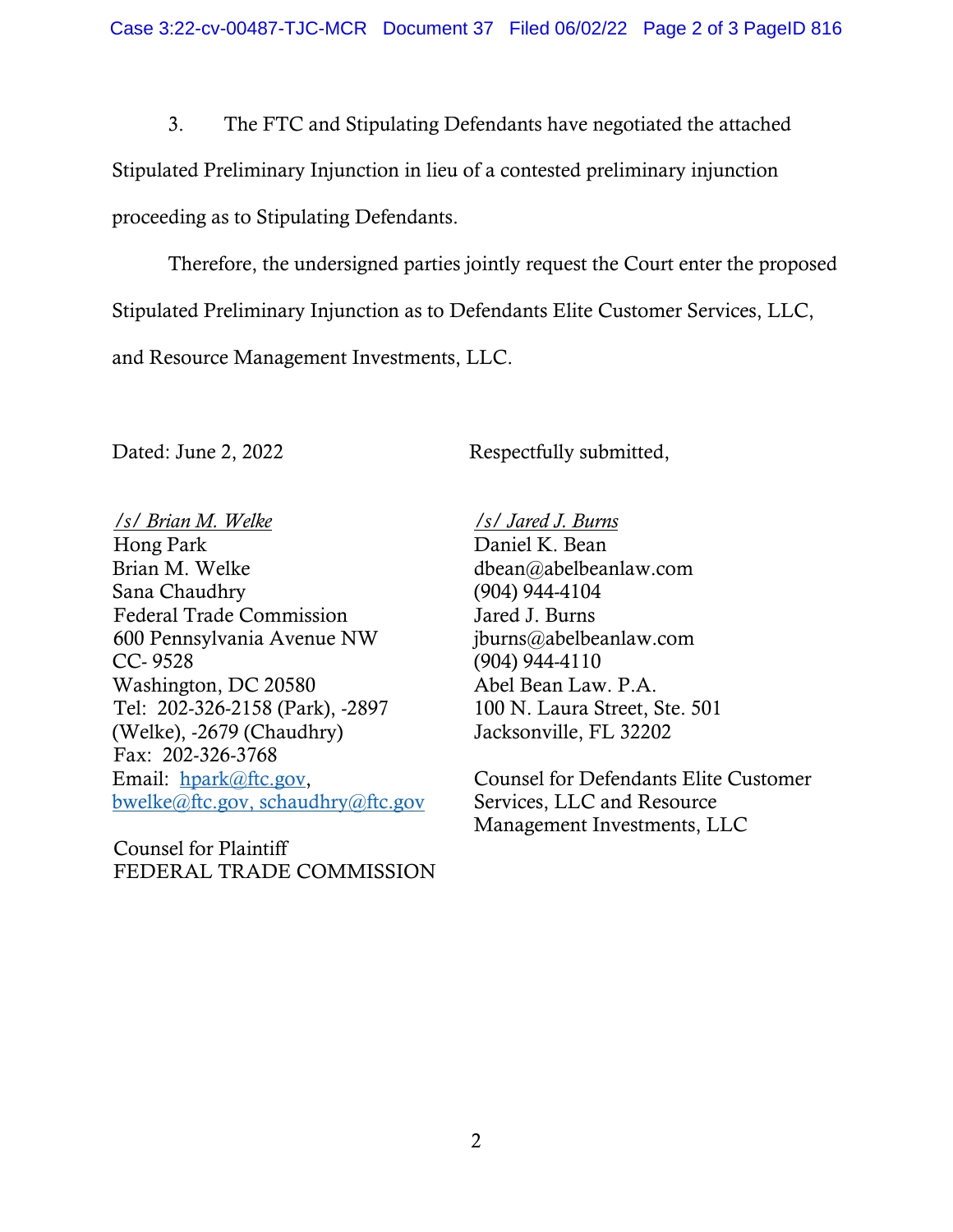3. The FTC and Stipulating Defendants have negotiated the attached Stipulated Preliminary Injunction in lieu of a contested preliminary injunction proceeding as to Stipulating Defendants.

Therefore, the undersigned parties jointly request the Court enter the proposed Stipulated Preliminary Injunction as to Defendants Elite Customer Services, LLC, and Resource Management Investments, LLC.

Dated: June 2, 2022

Respectfully submitted,

*/s/ Brian M. Welke*
Hong Park
Brian M. Welke
Sana Chaudhry
Federal Trade Commission
600 Pennsylvania Avenue NW
CC- 9528
Washington, DC 20580
Tel: 202-326-2158 (Park), -2897 (Welke), -2679 (Chaudhry)
Fax: 202-326-3768
Email: hpark@ftc.gov, bwelke@ftc.gov, schaudhry@ftc.gov

Counsel for Plaintiff
FEDERAL TRADE COMMISSION

*/s/ Jared J. Burns*
Daniel K. Bean
dbean@abelbeanlaw.com
(904) 944-4104
Jared J. Burns
jburns@abelbeanlaw.com
(904) 944-4110
Abel Bean Law. P.A.
100 N. Laura Street, Ste. 501
Jacksonville, FL 32202

Counsel for Defendants Elite Customer Services, LLC and Resource Management Investments, LLC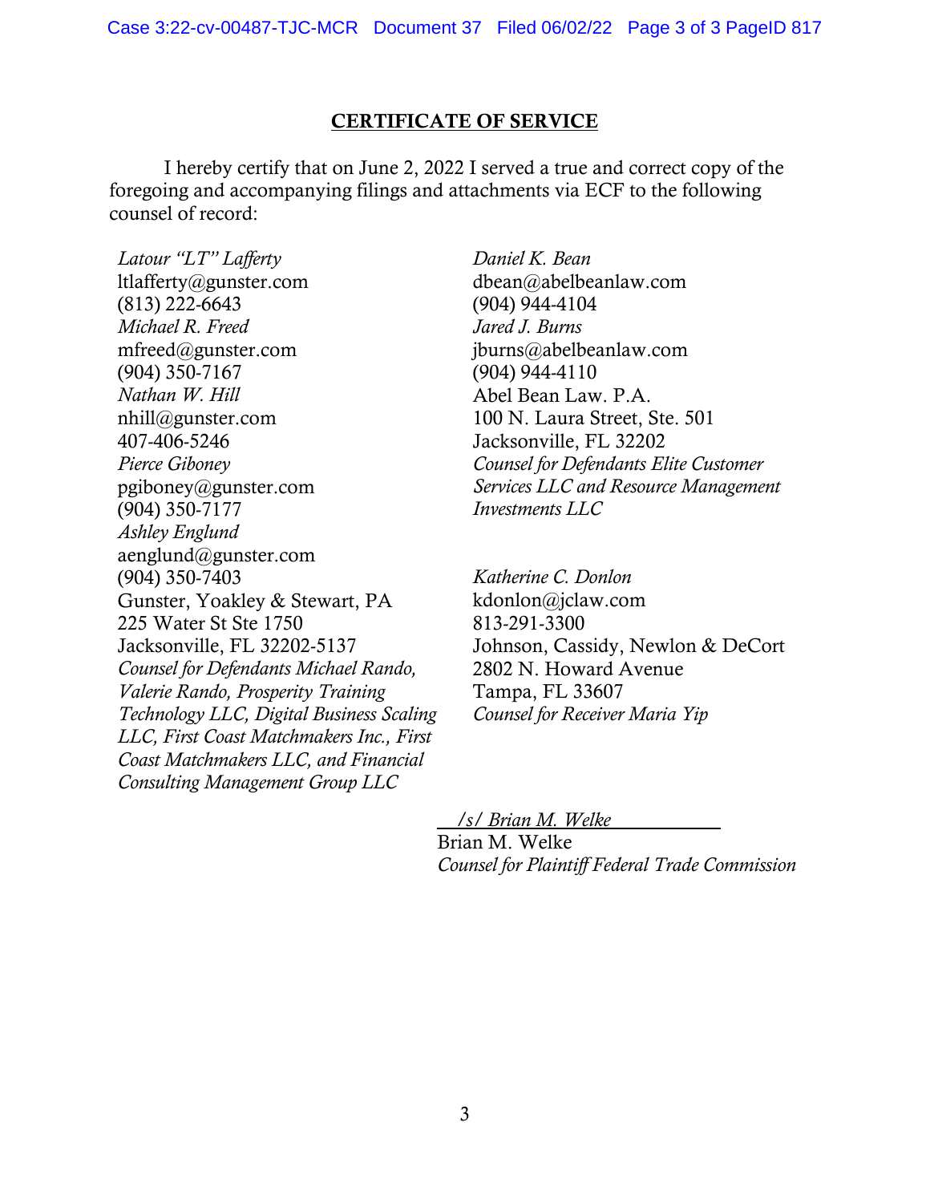## CERTIFICATE OF SERVICE

I hereby certify that on June 2, 2022 I served a true and correct copy of the foregoing and accompanying filings and attachments via ECF to the following counsel of record:

*Latour "LT" Lafferty*
ltlafferty@gunster.com
(813) 222-6643
*Michael R. Freed*
mfreed@gunster.com
(904) 350-7167
*Nathan W. Hill*
nhill@gunster.com
407-406-5246
*Pierce Giboney*
pgiboney@gunster.com
(904) 350-7177
*Ashley Englund*
aenglund@gunster.com
(904) 350-7403
Gunster, Yoakley & Stewart, PA
225 Water St Ste 1750
Jacksonville, FL 32202-5137
*Counsel for Defendants Michael Rando, Valerie Rando, Prosperity Training Technology LLC, Digital Business Scaling LLC, First Coast Matchmakers Inc., First Coast Matchmakers LLC, and Financial Consulting Management Group LLC*

*Daniel K. Bean*
dbean@abelbeanlaw.com
(904) 944-4104
*Jared J. Burns*
jburns@abelbeanlaw.com
(904) 944-4110
Abel Bean Law. P.A.
100 N. Laura Street, Ste. 501
Jacksonville, FL 32202
*Counsel for Defendants Elite Customer Services LLC and Resource Management Investments LLC*

*Katherine C. Donlon*
kdonlon@jclaw.com
813-291-3300
Johnson, Cassidy, Newlon & DeCort
2802 N. Howard Avenue
Tampa, FL 33607
*Counsel for Receiver Maria Yip*

*/s/ Brian M. Welke*
Brian M. Welke
*Counsel for Plaintiff Federal Trade Commission*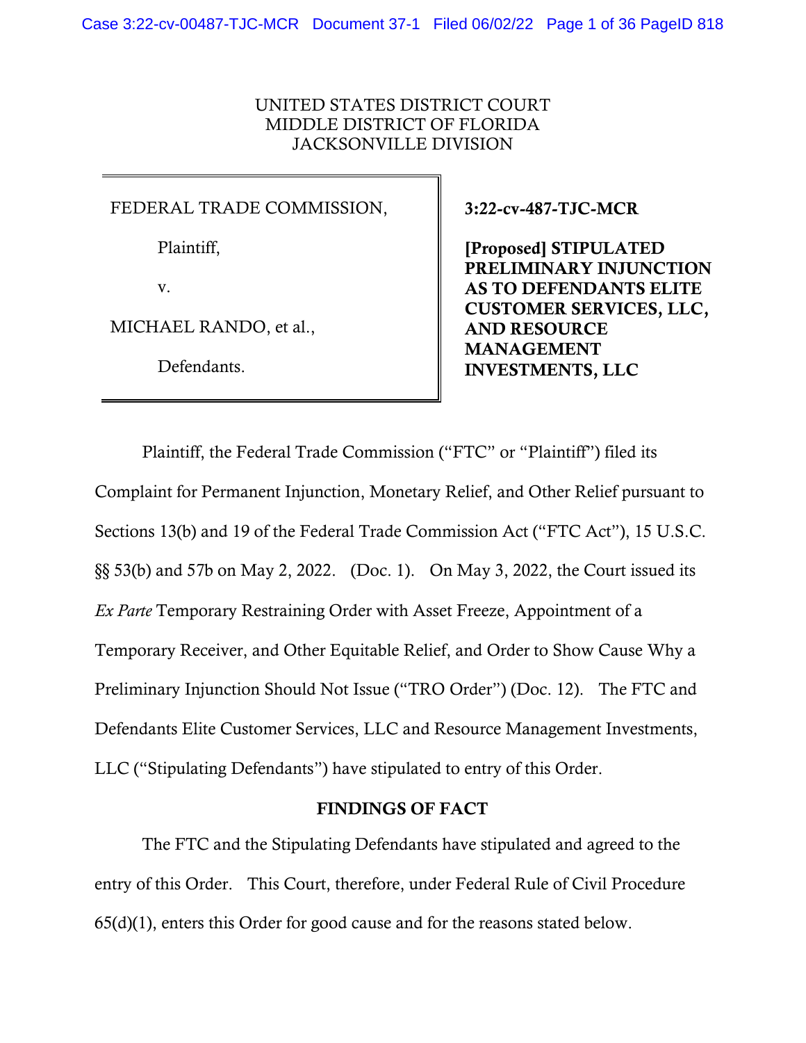UNITED STATES DISTRICT COURT
MIDDLE DISTRICT OF FLORIDA
JACKSONVILLE DIVISION

| | |
|---|---|
| FEDERAL TRADE COMMISSION,<br><br>Plaintiff,<br><br>v.<br><br>MICHAEL RANDO, et al.,<br><br>Defendants. | **3:22-cv-487-TJC-MCR**<br><br>**[Proposed] STIPULATED PRELIMINARY INJUNCTION AS TO DEFENDANTS ELITE CUSTOMER SERVICES, LLC, AND RESOURCE MANAGEMENT INVESTMENTS, LLC** |

Plaintiff, the Federal Trade Commission ("FTC" or "Plaintiff") filed its Complaint for Permanent Injunction, Monetary Relief, and Other Relief pursuant to Sections 13(b) and 19 of the Federal Trade Commission Act ("FTC Act"), 15 U.S.C. §§ 53(b) and 57b on May 2, 2022. (Doc. 1). On May 3, 2022, the Court issued its *Ex Parte* Temporary Restraining Order with Asset Freeze, Appointment of a Temporary Receiver, and Other Equitable Relief, and Order to Show Cause Why a Preliminary Injunction Should Not Issue ("TRO Order") (Doc. 12). The FTC and Defendants Elite Customer Services, LLC and Resource Management Investments, LLC ("Stipulating Defendants") have stipulated to entry of this Order.

**FINDINGS OF FACT**

The FTC and the Stipulating Defendants have stipulated and agreed to the entry of this Order. This Court, therefore, under Federal Rule of Civil Procedure 65(d)(1), enters this Order for good cause and for the reasons stated below.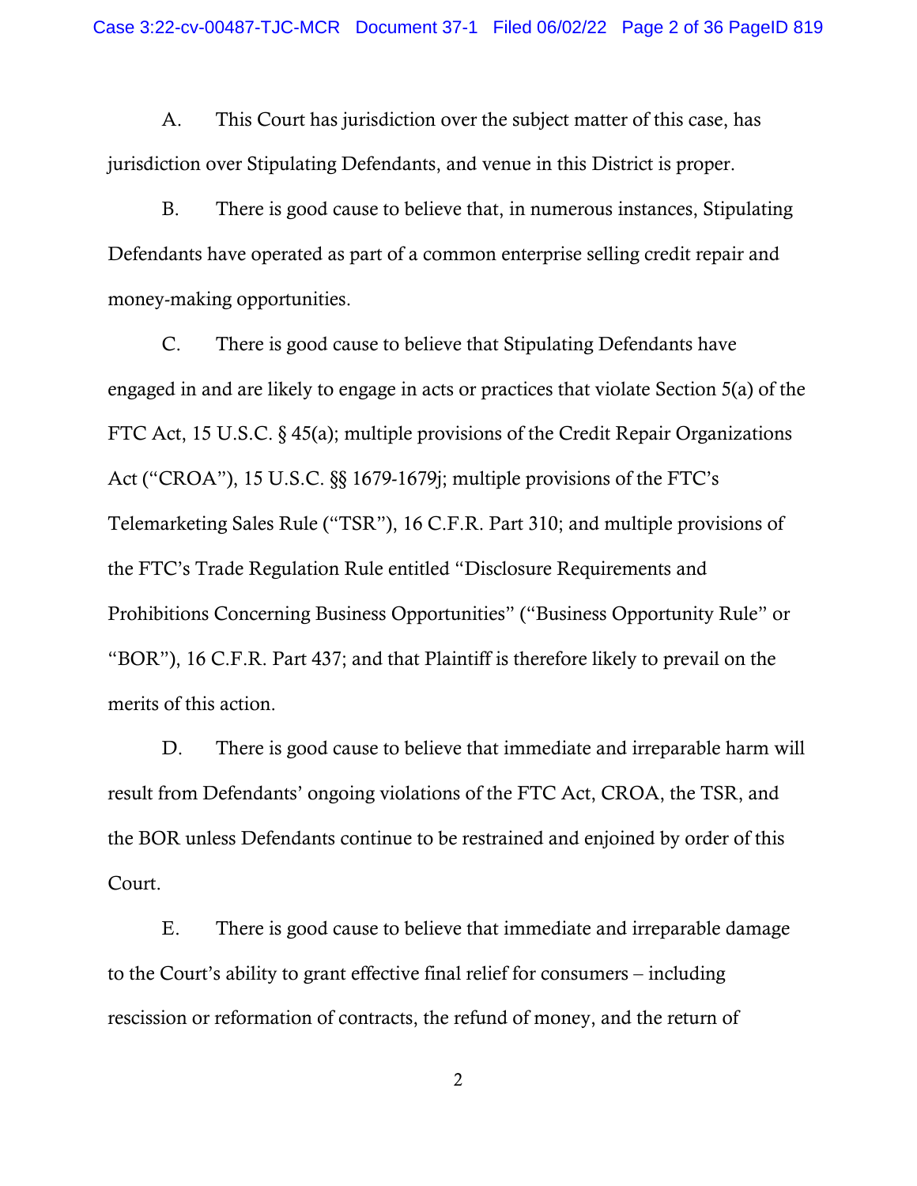A. This Court has jurisdiction over the subject matter of this case, has jurisdiction over Stipulating Defendants, and venue in this District is proper.

B. There is good cause to believe that, in numerous instances, Stipulating Defendants have operated as part of a common enterprise selling credit repair and money-making opportunities.

C. There is good cause to believe that Stipulating Defendants have engaged in and are likely to engage in acts or practices that violate Section 5(a) of the FTC Act, 15 U.S.C. § 45(a); multiple provisions of the Credit Repair Organizations Act ("CROA"), 15 U.S.C. §§ 1679-1679j; multiple provisions of the FTC's Telemarketing Sales Rule ("TSR"), 16 C.F.R. Part 310; and multiple provisions of the FTC's Trade Regulation Rule entitled "Disclosure Requirements and Prohibitions Concerning Business Opportunities" ("Business Opportunity Rule" or "BOR"), 16 C.F.R. Part 437; and that Plaintiff is therefore likely to prevail on the merits of this action.

D. There is good cause to believe that immediate and irreparable harm will result from Defendants' ongoing violations of the FTC Act, CROA, the TSR, and the BOR unless Defendants continue to be restrained and enjoined by order of this Court.

E. There is good cause to believe that immediate and irreparable damage to the Court's ability to grant effective final relief for consumers – including rescission or reformation of contracts, the refund of money, and the return of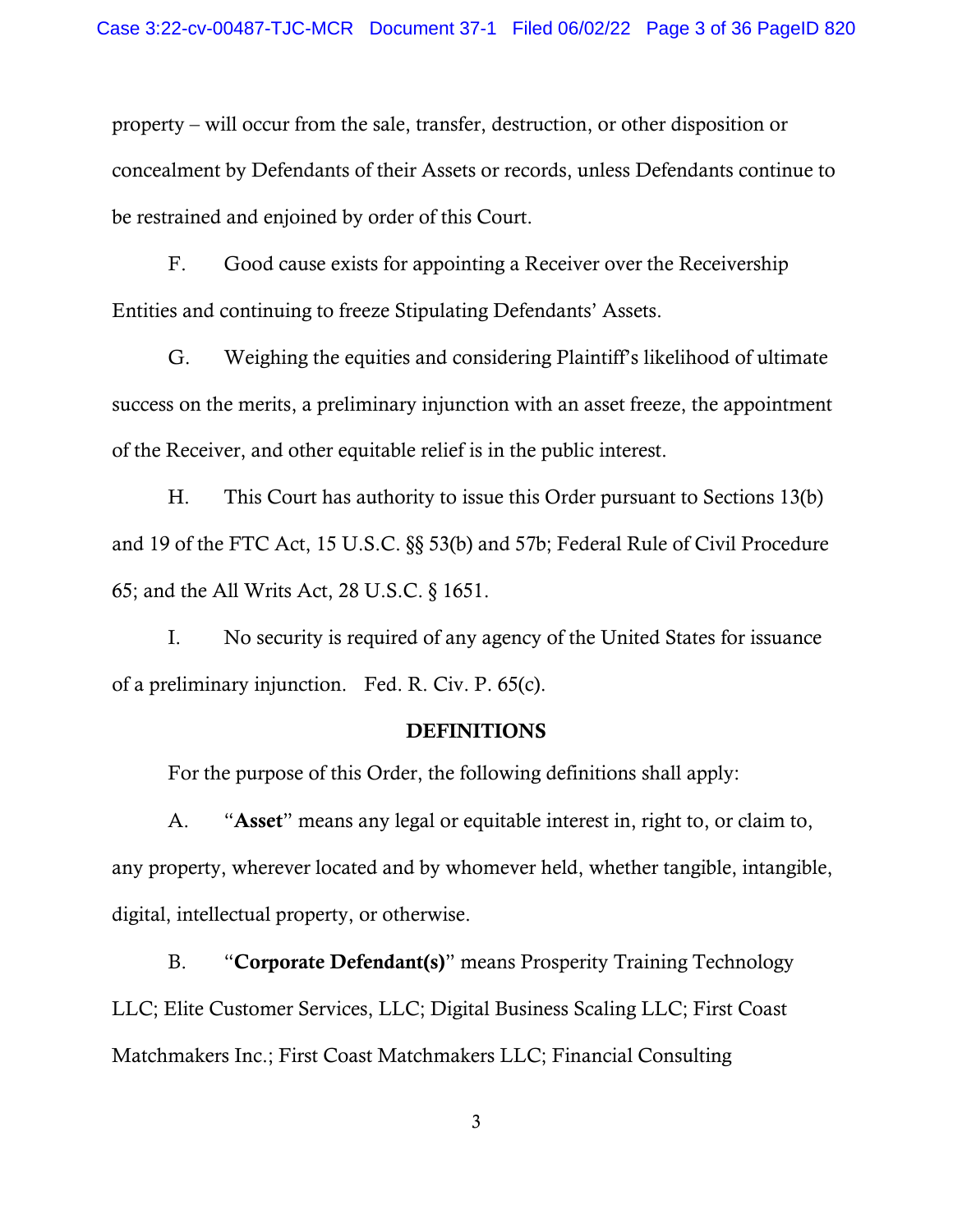property – will occur from the sale, transfer, destruction, or other disposition or concealment by Defendants of their Assets or records, unless Defendants continue to be restrained and enjoined by order of this Court.

F. Good cause exists for appointing a Receiver over the Receivership Entities and continuing to freeze Stipulating Defendants' Assets.

G. Weighing the equities and considering Plaintiff's likelihood of ultimate success on the merits, a preliminary injunction with an asset freeze, the appointment of the Receiver, and other equitable relief is in the public interest.

H. This Court has authority to issue this Order pursuant to Sections 13(b) and 19 of the FTC Act, 15 U.S.C. §§ 53(b) and 57b; Federal Rule of Civil Procedure 65; and the All Writs Act, 28 U.S.C. § 1651.

I. No security is required of any agency of the United States for issuance of a preliminary injunction. Fed. R. Civ. P. 65(c).

## DEFINITIONS

For the purpose of this Order, the following definitions shall apply:

A. "**Asset**" means any legal or equitable interest in, right to, or claim to, any property, wherever located and by whomever held, whether tangible, intangible, digital, intellectual property, or otherwise.

B. "**Corporate Defendant(s)**" means Prosperity Training Technology LLC; Elite Customer Services, LLC; Digital Business Scaling LLC; First Coast Matchmakers Inc.; First Coast Matchmakers LLC; Financial Consulting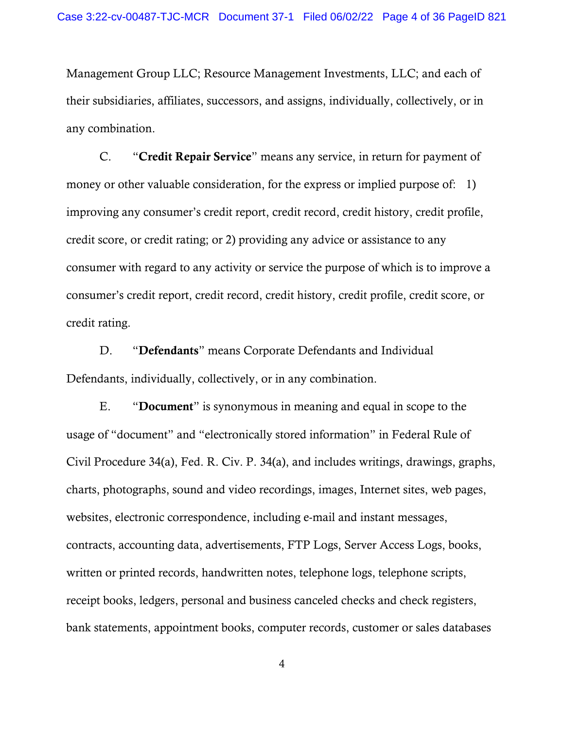Management Group LLC; Resource Management Investments, LLC; and each of their subsidiaries, affiliates, successors, and assigns, individually, collectively, or in any combination.

C. "**Credit Repair Service**" means any service, in return for payment of money or other valuable consideration, for the express or implied purpose of: 1) improving any consumer's credit report, credit record, credit history, credit profile, credit score, or credit rating; or 2) providing any advice or assistance to any consumer with regard to any activity or service the purpose of which is to improve a consumer's credit report, credit record, credit history, credit profile, credit score, or credit rating.

D. "**Defendants**" means Corporate Defendants and Individual Defendants, individually, collectively, or in any combination.

E. "**Document**" is synonymous in meaning and equal in scope to the usage of "document" and "electronically stored information" in Federal Rule of Civil Procedure 34(a), Fed. R. Civ. P. 34(a), and includes writings, drawings, graphs, charts, photographs, sound and video recordings, images, Internet sites, web pages, websites, electronic correspondence, including e-mail and instant messages, contracts, accounting data, advertisements, FTP Logs, Server Access Logs, books, written or printed records, handwritten notes, telephone logs, telephone scripts, receipt books, ledgers, personal and business canceled checks and check registers, bank statements, appointment books, computer records, customer or sales databases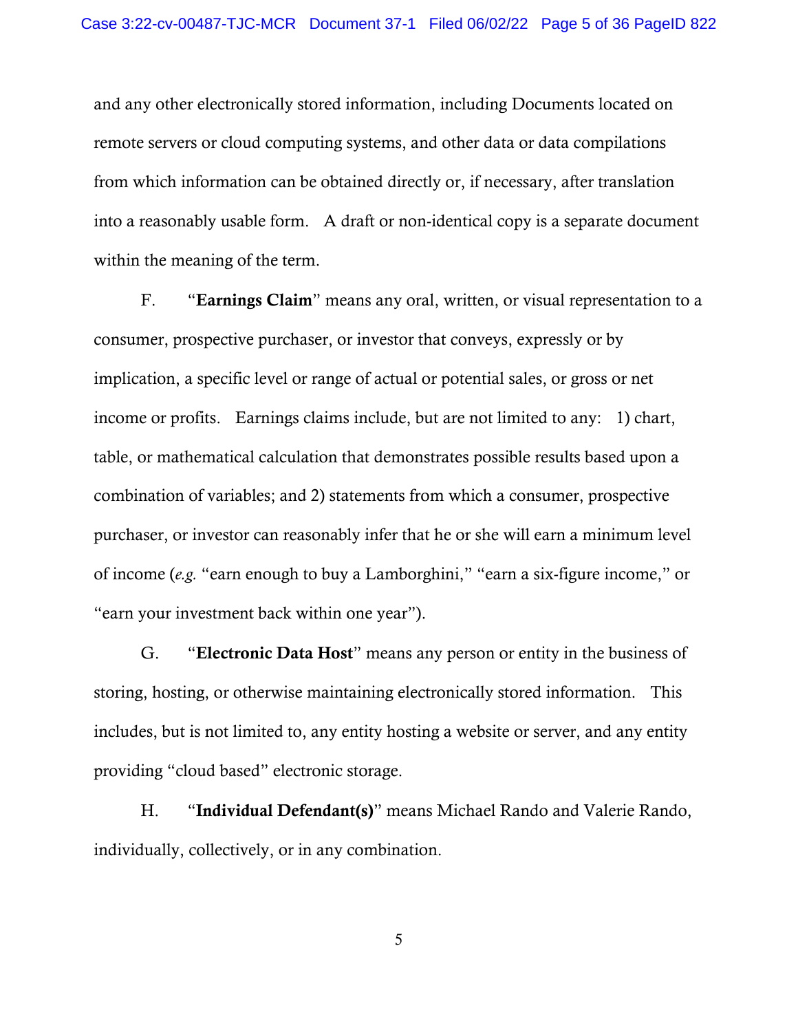and any other electronically stored information, including Documents located on remote servers or cloud computing systems, and other data or data compilations from which information can be obtained directly or, if necessary, after translation into a reasonably usable form. A draft or non-identical copy is a separate document within the meaning of the term.

F. "**Earnings Claim**" means any oral, written, or visual representation to a consumer, prospective purchaser, or investor that conveys, expressly or by implication, a specific level or range of actual or potential sales, or gross or net income or profits. Earnings claims include, but are not limited to any: 1) chart, table, or mathematical calculation that demonstrates possible results based upon a combination of variables; and 2) statements from which a consumer, prospective purchaser, or investor can reasonably infer that he or she will earn a minimum level of income (*e.g.* "earn enough to buy a Lamborghini," "earn a six-figure income," or "earn your investment back within one year").

G. "**Electronic Data Host**" means any person or entity in the business of storing, hosting, or otherwise maintaining electronically stored information. This includes, but is not limited to, any entity hosting a website or server, and any entity providing "cloud based" electronic storage.

H. "**Individual Defendant(s)**" means Michael Rando and Valerie Rando, individually, collectively, or in any combination.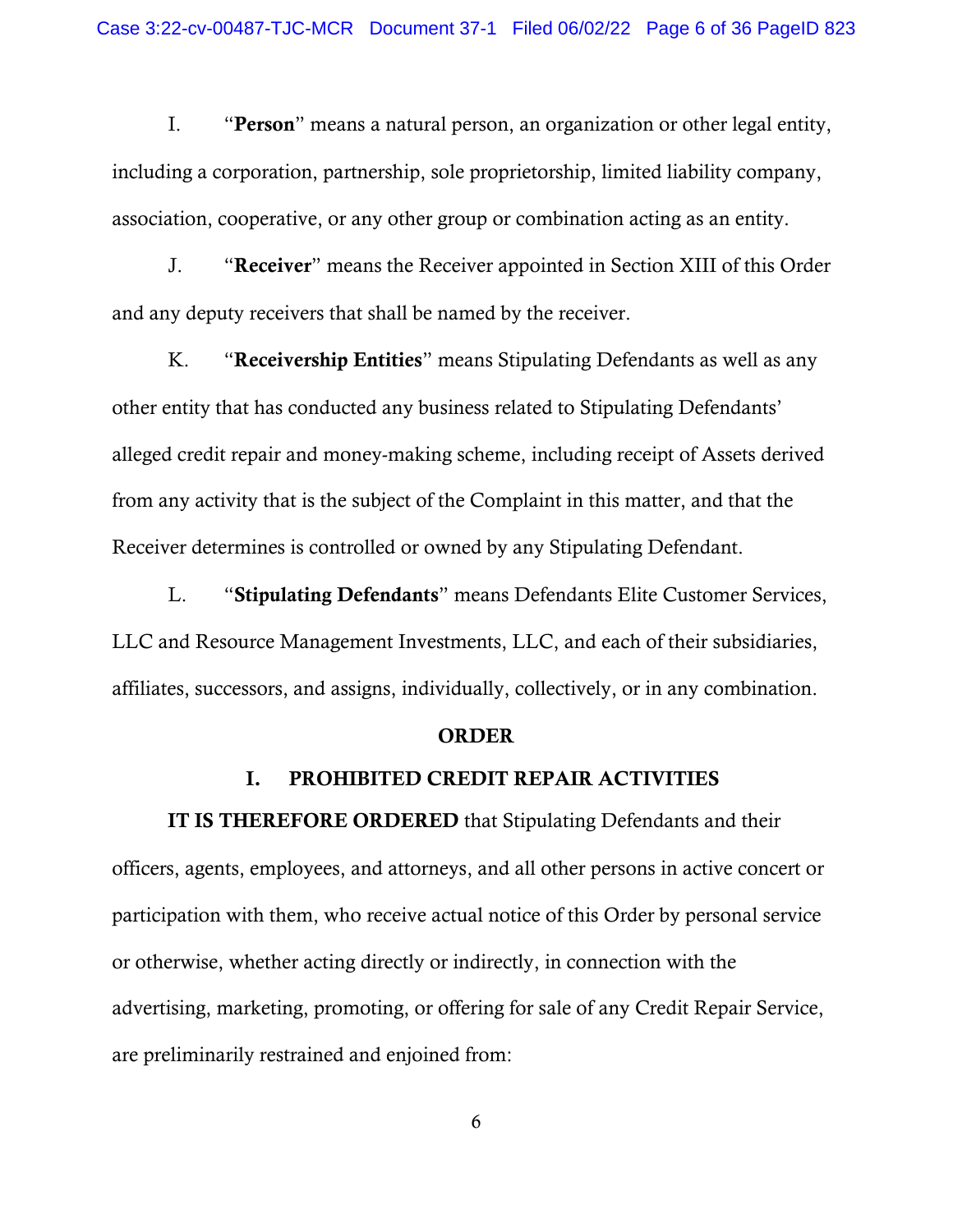I. "**Person**" means a natural person, an organization or other legal entity, including a corporation, partnership, sole proprietorship, limited liability company, association, cooperative, or any other group or combination acting as an entity.

J. "**Receiver**" means the Receiver appointed in Section XIII of this Order and any deputy receivers that shall be named by the receiver.

K. "**Receivership Entities**" means Stipulating Defendants as well as any other entity that has conducted any business related to Stipulating Defendants' alleged credit repair and money-making scheme, including receipt of Assets derived from any activity that is the subject of the Complaint in this matter, and that the Receiver determines is controlled or owned by any Stipulating Defendant.

L. "**Stipulating Defendants**" means Defendants Elite Customer Services, LLC and Resource Management Investments, LLC, and each of their subsidiaries, affiliates, successors, and assigns, individually, collectively, or in any combination.

## ORDER

### I. PROHIBITED CREDIT REPAIR ACTIVITIES

**IT IS THEREFORE ORDERED** that Stipulating Defendants and their officers, agents, employees, and attorneys, and all other persons in active concert or participation with them, who receive actual notice of this Order by personal service or otherwise, whether acting directly or indirectly, in connection with the advertising, marketing, promoting, or offering for sale of any Credit Repair Service, are preliminarily restrained and enjoined from: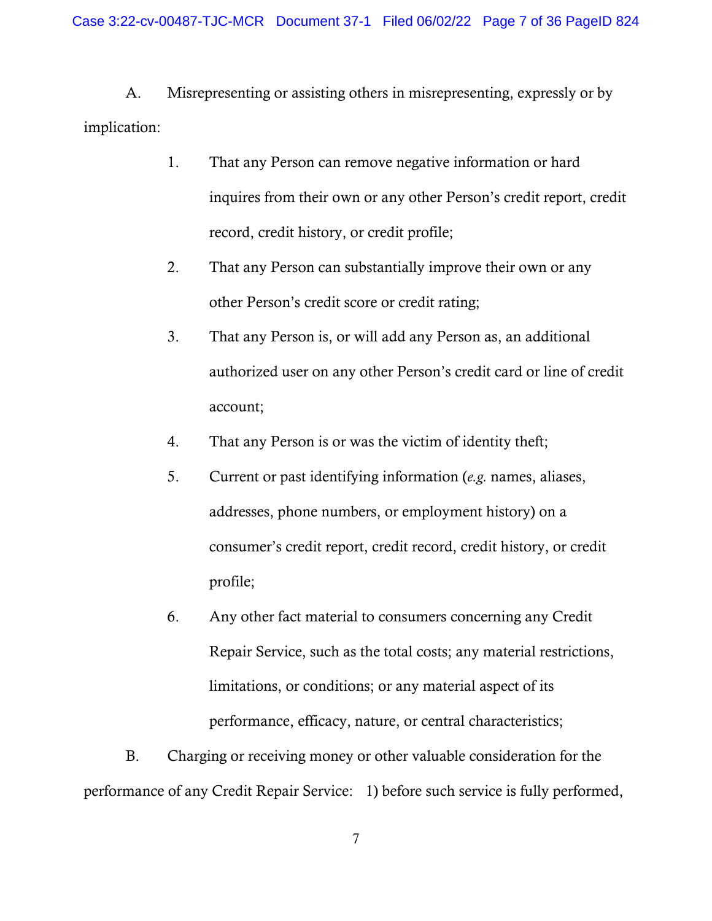A. Misrepresenting or assisting others in misrepresenting, expressly or by implication:

1. That any Person can remove negative information or hard inquires from their own or any other Person's credit report, credit record, credit history, or credit profile;

2. That any Person can substantially improve their own or any other Person's credit score or credit rating;

3. That any Person is, or will add any Person as, an additional authorized user on any other Person's credit card or line of credit account;

4. That any Person is or was the victim of identity theft;

5. Current or past identifying information (*e.g.* names, aliases, addresses, phone numbers, or employment history) on a consumer's credit report, credit record, credit history, or credit profile;

6. Any other fact material to consumers concerning any Credit Repair Service, such as the total costs; any material restrictions, limitations, or conditions; or any material aspect of its performance, efficacy, nature, or central characteristics;

B. Charging or receiving money or other valuable consideration for the performance of any Credit Repair Service: 1) before such service is fully performed,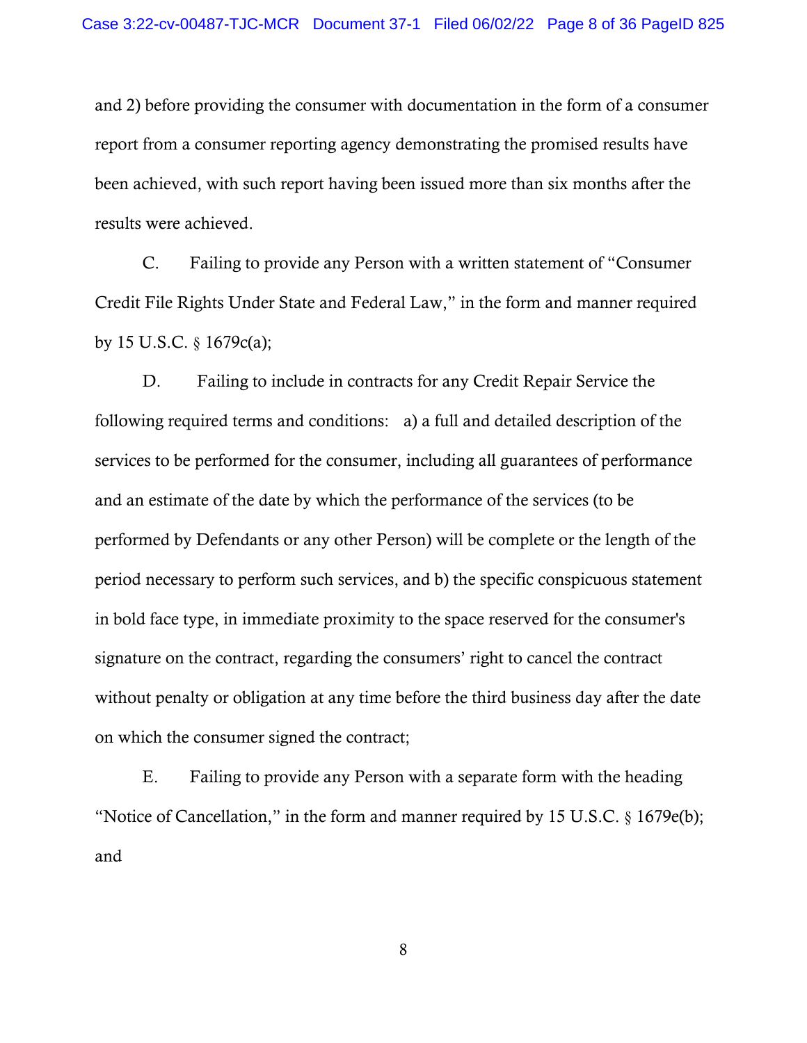and 2) before providing the consumer with documentation in the form of a consumer report from a consumer reporting agency demonstrating the promised results have been achieved, with such report having been issued more than six months after the results were achieved.

C. Failing to provide any Person with a written statement of "Consumer Credit File Rights Under State and Federal Law," in the form and manner required by 15 U.S.C. § 1679c(a);

D. Failing to include in contracts for any Credit Repair Service the following required terms and conditions: a) a full and detailed description of the services to be performed for the consumer, including all guarantees of performance and an estimate of the date by which the performance of the services (to be performed by Defendants or any other Person) will be complete or the length of the period necessary to perform such services, and b) the specific conspicuous statement in bold face type, in immediate proximity to the space reserved for the consumer's signature on the contract, regarding the consumers' right to cancel the contract without penalty or obligation at any time before the third business day after the date on which the consumer signed the contract;

E. Failing to provide any Person with a separate form with the heading "Notice of Cancellation," in the form and manner required by 15 U.S.C. § 1679e(b); and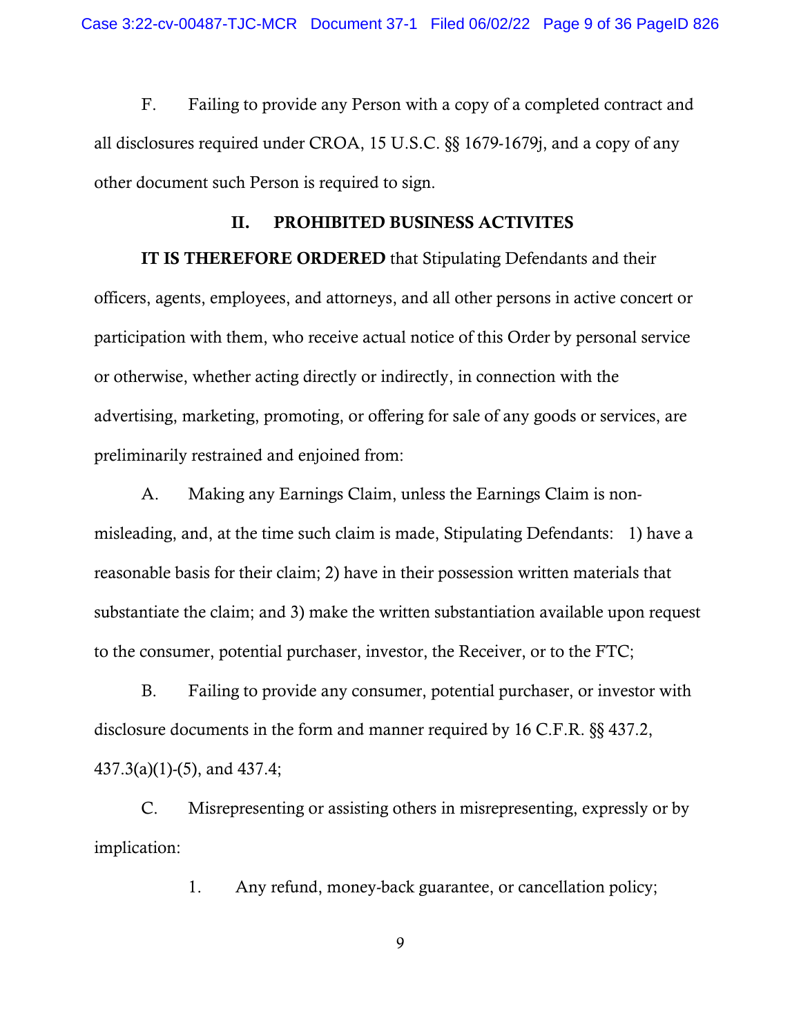F. Failing to provide any Person with a copy of a completed contract and all disclosures required under CROA, 15 U.S.C. §§ 1679-1679j, and a copy of any other document such Person is required to sign.

## II. PROHIBITED BUSINESS ACTIVITES

**IT IS THEREFORE ORDERED** that Stipulating Defendants and their officers, agents, employees, and attorneys, and all other persons in active concert or participation with them, who receive actual notice of this Order by personal service or otherwise, whether acting directly or indirectly, in connection with the advertising, marketing, promoting, or offering for sale of any goods or services, are preliminarily restrained and enjoined from:

A. Making any Earnings Claim, unless the Earnings Claim is non-misleading, and, at the time such claim is made, Stipulating Defendants: 1) have a reasonable basis for their claim; 2) have in their possession written materials that substantiate the claim; and 3) make the written substantiation available upon request to the consumer, potential purchaser, investor, the Receiver, or to the FTC;

B. Failing to provide any consumer, potential purchaser, or investor with disclosure documents in the form and manner required by 16 C.F.R. §§ 437.2, 437.3(a)(1)-(5), and 437.4;

C. Misrepresenting or assisting others in misrepresenting, expressly or by implication:

1. Any refund, money-back guarantee, or cancellation policy;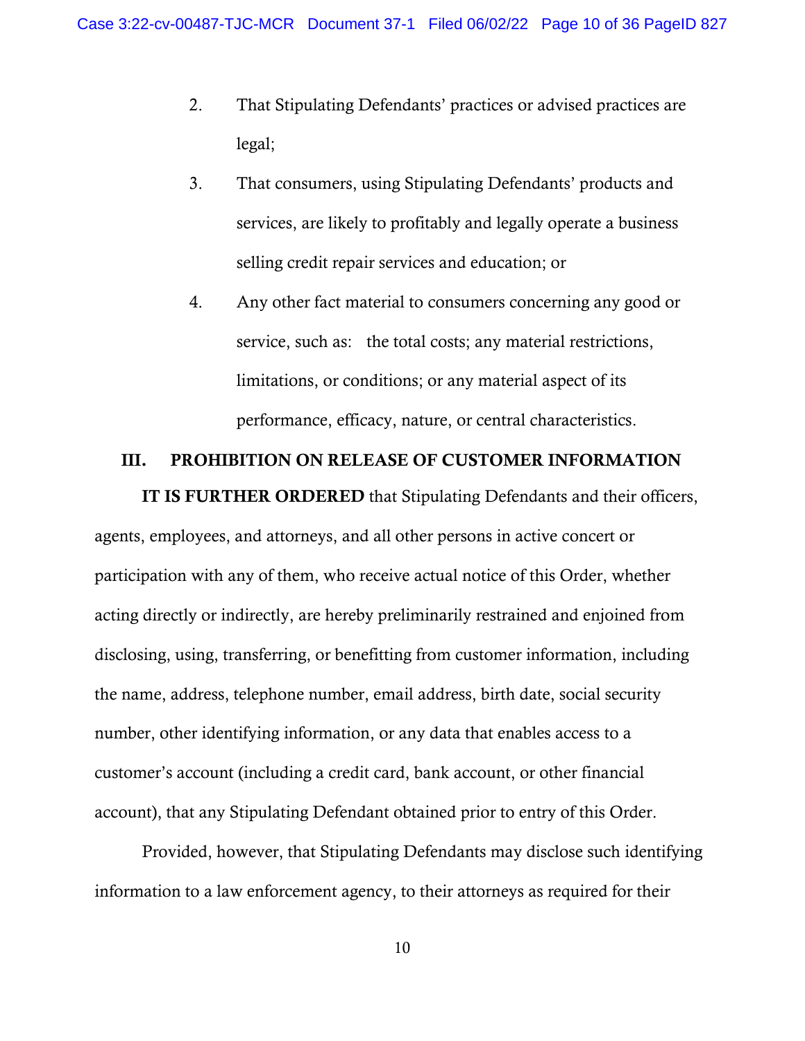2. That Stipulating Defendants' practices or advised practices are legal;

3. That consumers, using Stipulating Defendants' products and services, are likely to profitably and legally operate a business selling credit repair services and education; or

4. Any other fact material to consumers concerning any good or service, such as: the total costs; any material restrictions, limitations, or conditions; or any material aspect of its performance, efficacy, nature, or central characteristics.

## III. PROHIBITION ON RELEASE OF CUSTOMER INFORMATION

**IT IS FURTHER ORDERED** that Stipulating Defendants and their officers, agents, employees, and attorneys, and all other persons in active concert or participation with any of them, who receive actual notice of this Order, whether acting directly or indirectly, are hereby preliminarily restrained and enjoined from disclosing, using, transferring, or benefitting from customer information, including the name, address, telephone number, email address, birth date, social security number, other identifying information, or any data that enables access to a customer's account (including a credit card, bank account, or other financial account), that any Stipulating Defendant obtained prior to entry of this Order.

Provided, however, that Stipulating Defendants may disclose such identifying information to a law enforcement agency, to their attorneys as required for their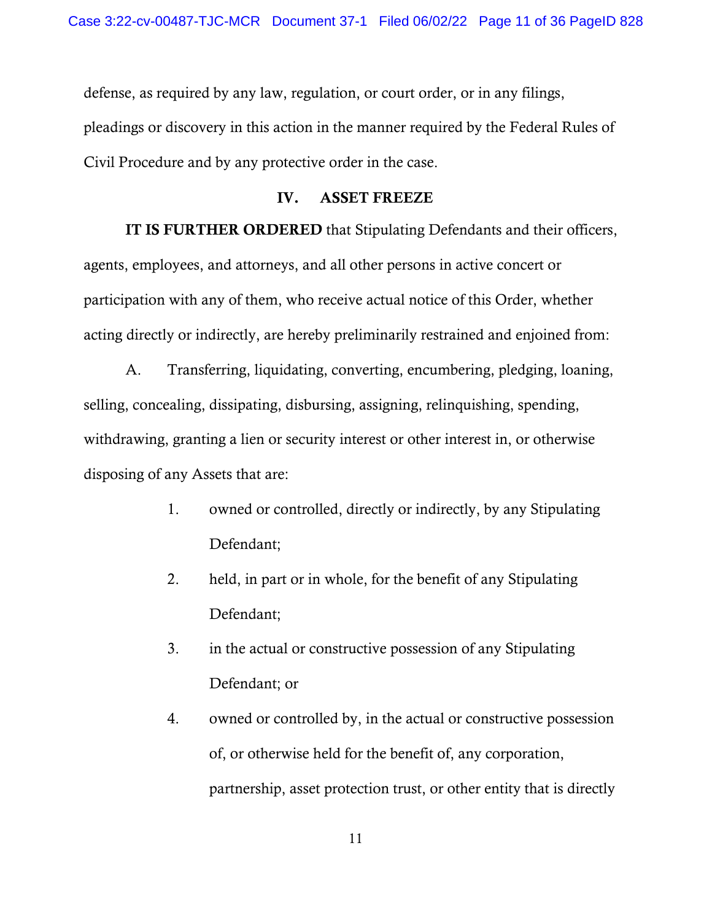defense, as required by any law, regulation, or court order, or in any filings, pleadings or discovery in this action in the manner required by the Federal Rules of Civil Procedure and by any protective order in the case.

## IV. ASSET FREEZE

**IT IS FURTHER ORDERED** that Stipulating Defendants and their officers, agents, employees, and attorneys, and all other persons in active concert or participation with any of them, who receive actual notice of this Order, whether acting directly or indirectly, are hereby preliminarily restrained and enjoined from:

A. Transferring, liquidating, converting, encumbering, pledging, loaning, selling, concealing, dissipating, disbursing, assigning, relinquishing, spending, withdrawing, granting a lien or security interest or other interest in, or otherwise disposing of any Assets that are:

1. owned or controlled, directly or indirectly, by any Stipulating Defendant;
2. held, in part or in whole, for the benefit of any Stipulating Defendant;
3. in the actual or constructive possession of any Stipulating Defendant; or
4. owned or controlled by, in the actual or constructive possession of, or otherwise held for the benefit of, any corporation, partnership, asset protection trust, or other entity that is directly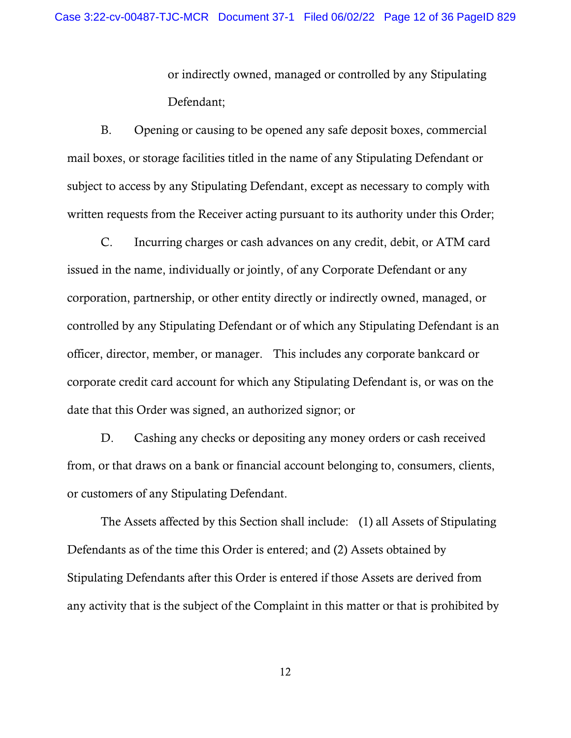or indirectly owned, managed or controlled by any Stipulating Defendant;

B. Opening or causing to be opened any safe deposit boxes, commercial mail boxes, or storage facilities titled in the name of any Stipulating Defendant or subject to access by any Stipulating Defendant, except as necessary to comply with written requests from the Receiver acting pursuant to its authority under this Order;

C. Incurring charges or cash advances on any credit, debit, or ATM card issued in the name, individually or jointly, of any Corporate Defendant or any corporation, partnership, or other entity directly or indirectly owned, managed, or controlled by any Stipulating Defendant or of which any Stipulating Defendant is an officer, director, member, or manager. This includes any corporate bankcard or corporate credit card account for which any Stipulating Defendant is, or was on the date that this Order was signed, an authorized signor; or

D. Cashing any checks or depositing any money orders or cash received from, or that draws on a bank or financial account belonging to, consumers, clients, or customers of any Stipulating Defendant.

The Assets affected by this Section shall include: (1) all Assets of Stipulating Defendants as of the time this Order is entered; and (2) Assets obtained by Stipulating Defendants after this Order is entered if those Assets are derived from any activity that is the subject of the Complaint in this matter or that is prohibited by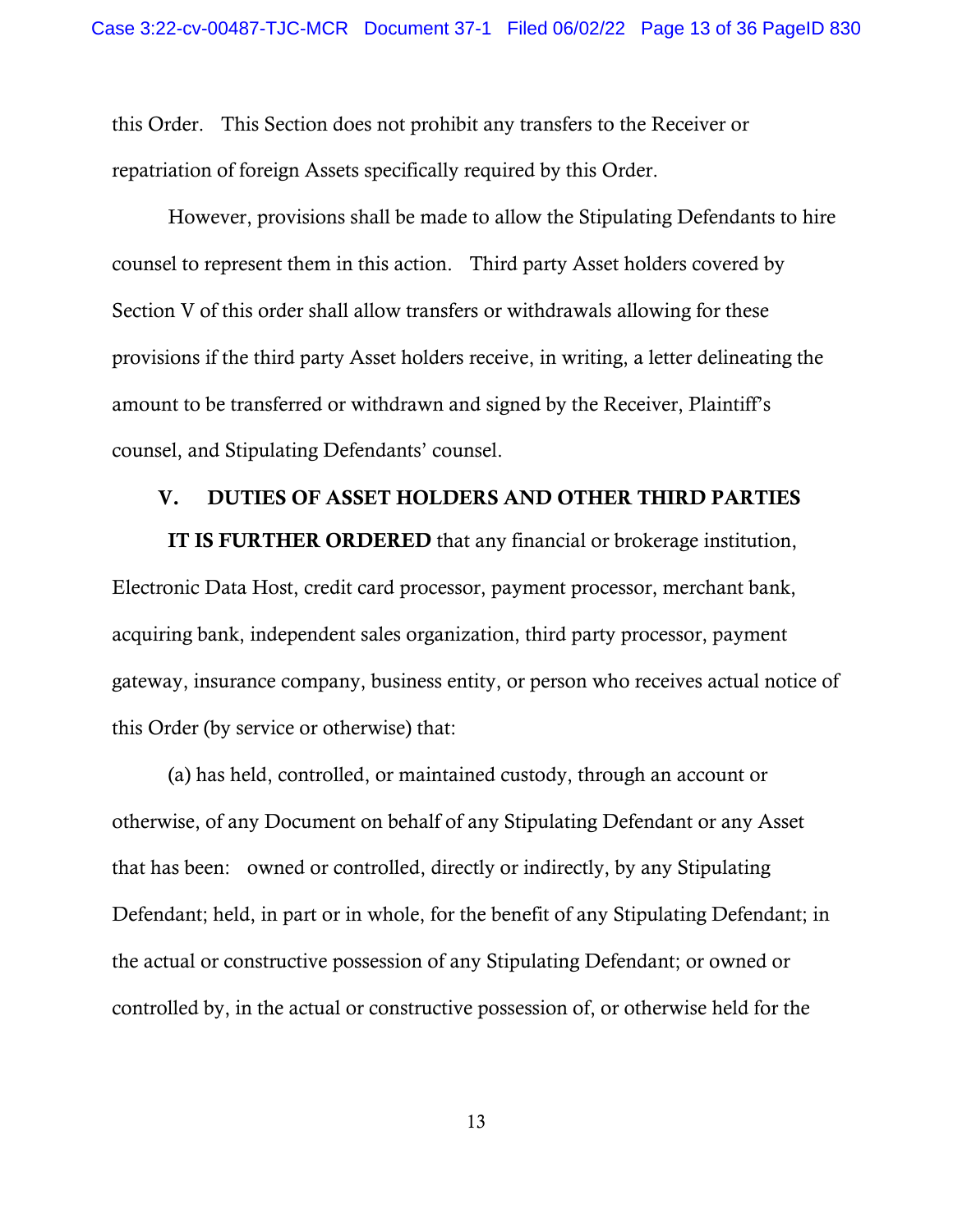this Order. This Section does not prohibit any transfers to the Receiver or repatriation of foreign Assets specifically required by this Order.

However, provisions shall be made to allow the Stipulating Defendants to hire counsel to represent them in this action. Third party Asset holders covered by Section V of this order shall allow transfers or withdrawals allowing for these provisions if the third party Asset holders receive, in writing, a letter delineating the amount to be transferred or withdrawn and signed by the Receiver, Plaintiff's counsel, and Stipulating Defendants' counsel.

## V. DUTIES OF ASSET HOLDERS AND OTHER THIRD PARTIES

**IT IS FURTHER ORDERED** that any financial or brokerage institution, Electronic Data Host, credit card processor, payment processor, merchant bank, acquiring bank, independent sales organization, third party processor, payment gateway, insurance company, business entity, or person who receives actual notice of this Order (by service or otherwise) that:

(a) has held, controlled, or maintained custody, through an account or otherwise, of any Document on behalf of any Stipulating Defendant or any Asset that has been: owned or controlled, directly or indirectly, by any Stipulating Defendant; held, in part or in whole, for the benefit of any Stipulating Defendant; in the actual or constructive possession of any Stipulating Defendant; or owned or controlled by, in the actual or constructive possession of, or otherwise held for the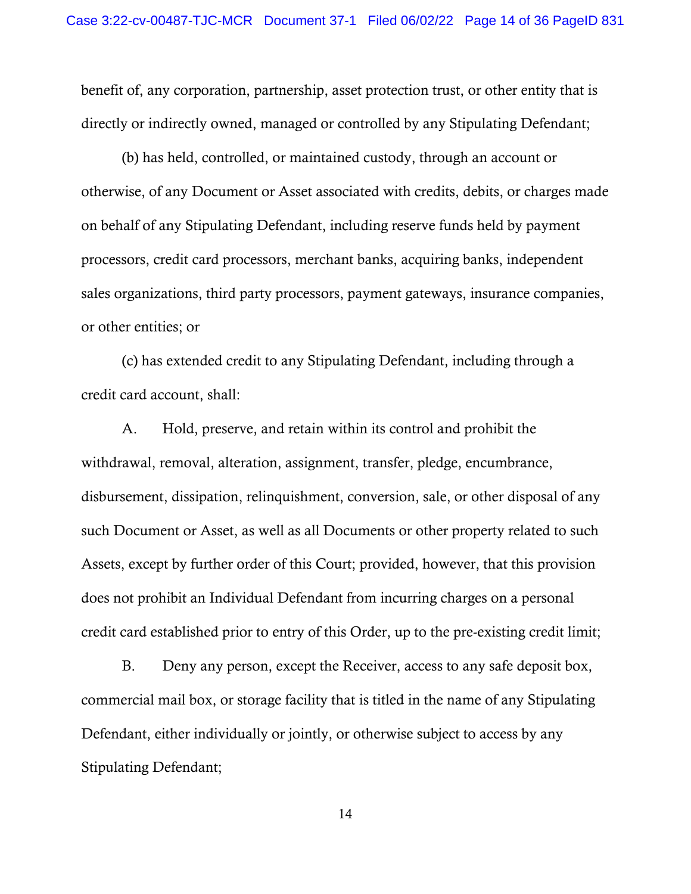benefit of, any corporation, partnership, asset protection trust, or other entity that is directly or indirectly owned, managed or controlled by any Stipulating Defendant;

(b) has held, controlled, or maintained custody, through an account or otherwise, of any Document or Asset associated with credits, debits, or charges made on behalf of any Stipulating Defendant, including reserve funds held by payment processors, credit card processors, merchant banks, acquiring banks, independent sales organizations, third party processors, payment gateways, insurance companies, or other entities; or

(c) has extended credit to any Stipulating Defendant, including through a credit card account, shall:

A. Hold, preserve, and retain within its control and prohibit the withdrawal, removal, alteration, assignment, transfer, pledge, encumbrance, disbursement, dissipation, relinquishment, conversion, sale, or other disposal of any such Document or Asset, as well as all Documents or other property related to such Assets, except by further order of this Court; provided, however, that this provision does not prohibit an Individual Defendant from incurring charges on a personal credit card established prior to entry of this Order, up to the pre-existing credit limit;

B. Deny any person, except the Receiver, access to any safe deposit box, commercial mail box, or storage facility that is titled in the name of any Stipulating Defendant, either individually or jointly, or otherwise subject to access by any Stipulating Defendant;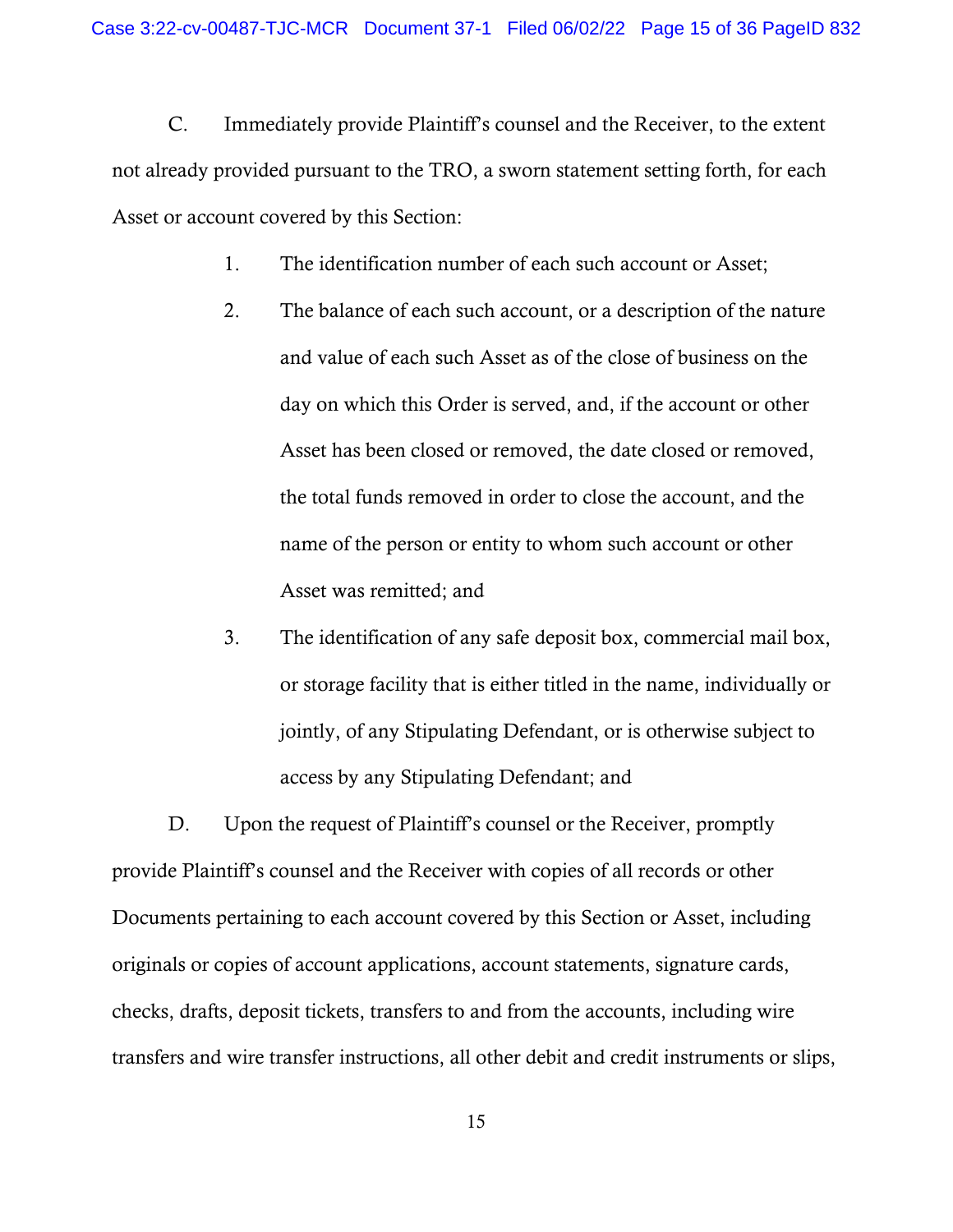C. Immediately provide Plaintiff's counsel and the Receiver, to the extent not already provided pursuant to the TRO, a sworn statement setting forth, for each Asset or account covered by this Section:

1. The identification number of each such account or Asset;

2. The balance of each such account, or a description of the nature and value of each such Asset as of the close of business on the day on which this Order is served, and, if the account or other Asset has been closed or removed, the date closed or removed, the total funds removed in order to close the account, and the name of the person or entity to whom such account or other Asset was remitted; and

3. The identification of any safe deposit box, commercial mail box, or storage facility that is either titled in the name, individually or jointly, of any Stipulating Defendant, or is otherwise subject to access by any Stipulating Defendant; and

D. Upon the request of Plaintiff's counsel or the Receiver, promptly provide Plaintiff's counsel and the Receiver with copies of all records or other Documents pertaining to each account covered by this Section or Asset, including originals or copies of account applications, account statements, signature cards, checks, drafts, deposit tickets, transfers to and from the accounts, including wire transfers and wire transfer instructions, all other debit and credit instruments or slips,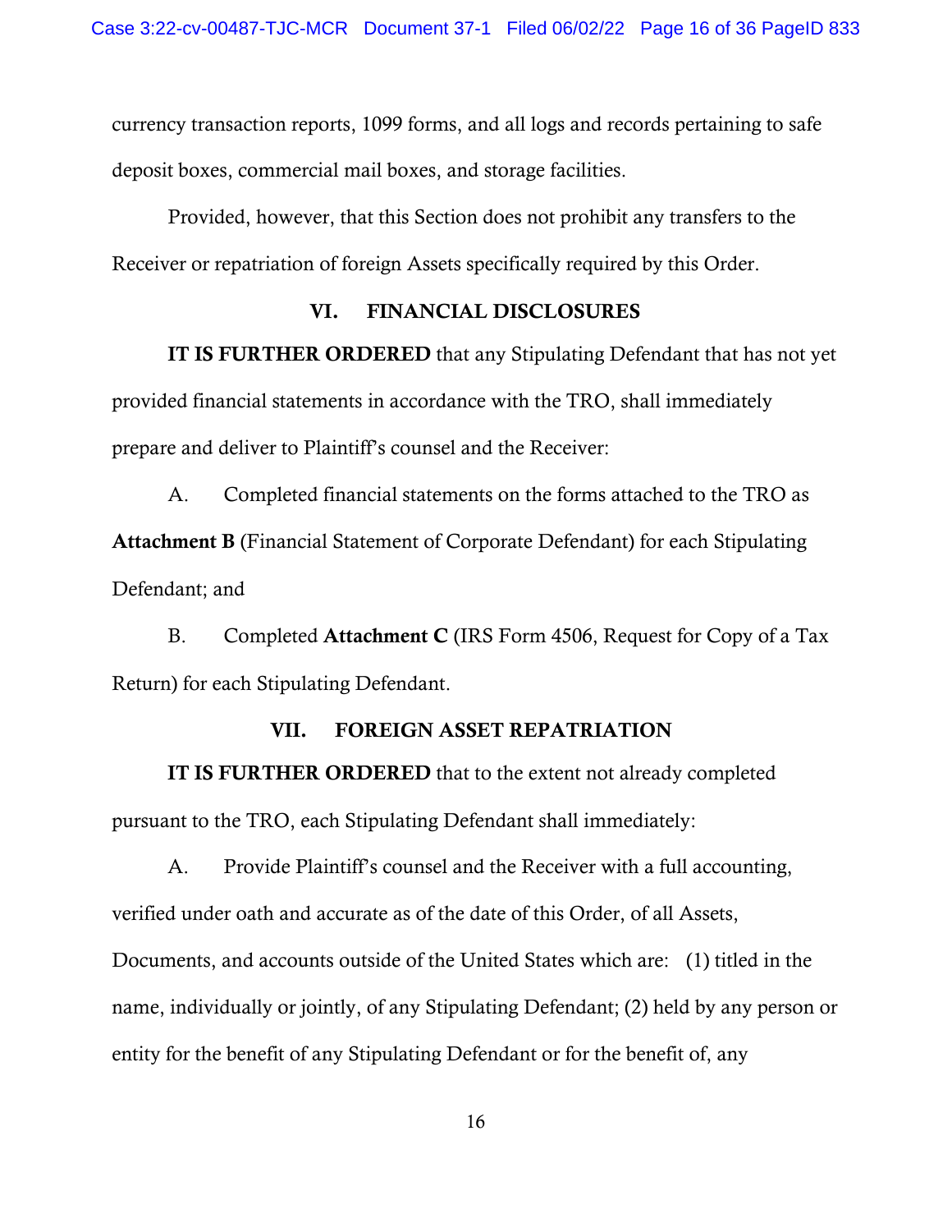currency transaction reports, 1099 forms, and all logs and records pertaining to safe deposit boxes, commercial mail boxes, and storage facilities.

Provided, however, that this Section does not prohibit any transfers to the Receiver or repatriation of foreign Assets specifically required by this Order.

## VI. FINANCIAL DISCLOSURES

**IT IS FURTHER ORDERED** that any Stipulating Defendant that has not yet provided financial statements in accordance with the TRO, shall immediately prepare and deliver to Plaintiff's counsel and the Receiver:

A. Completed financial statements on the forms attached to the TRO as **Attachment B** (Financial Statement of Corporate Defendant) for each Stipulating Defendant; and

B. Completed **Attachment C** (IRS Form 4506, Request for Copy of a Tax Return) for each Stipulating Defendant.

## VII. FOREIGN ASSET REPATRIATION

**IT IS FURTHER ORDERED** that to the extent not already completed pursuant to the TRO, each Stipulating Defendant shall immediately:

A. Provide Plaintiff's counsel and the Receiver with a full accounting, verified under oath and accurate as of the date of this Order, of all Assets, Documents, and accounts outside of the United States which are: (1) titled in the name, individually or jointly, of any Stipulating Defendant; (2) held by any person or entity for the benefit of any Stipulating Defendant or for the benefit of, any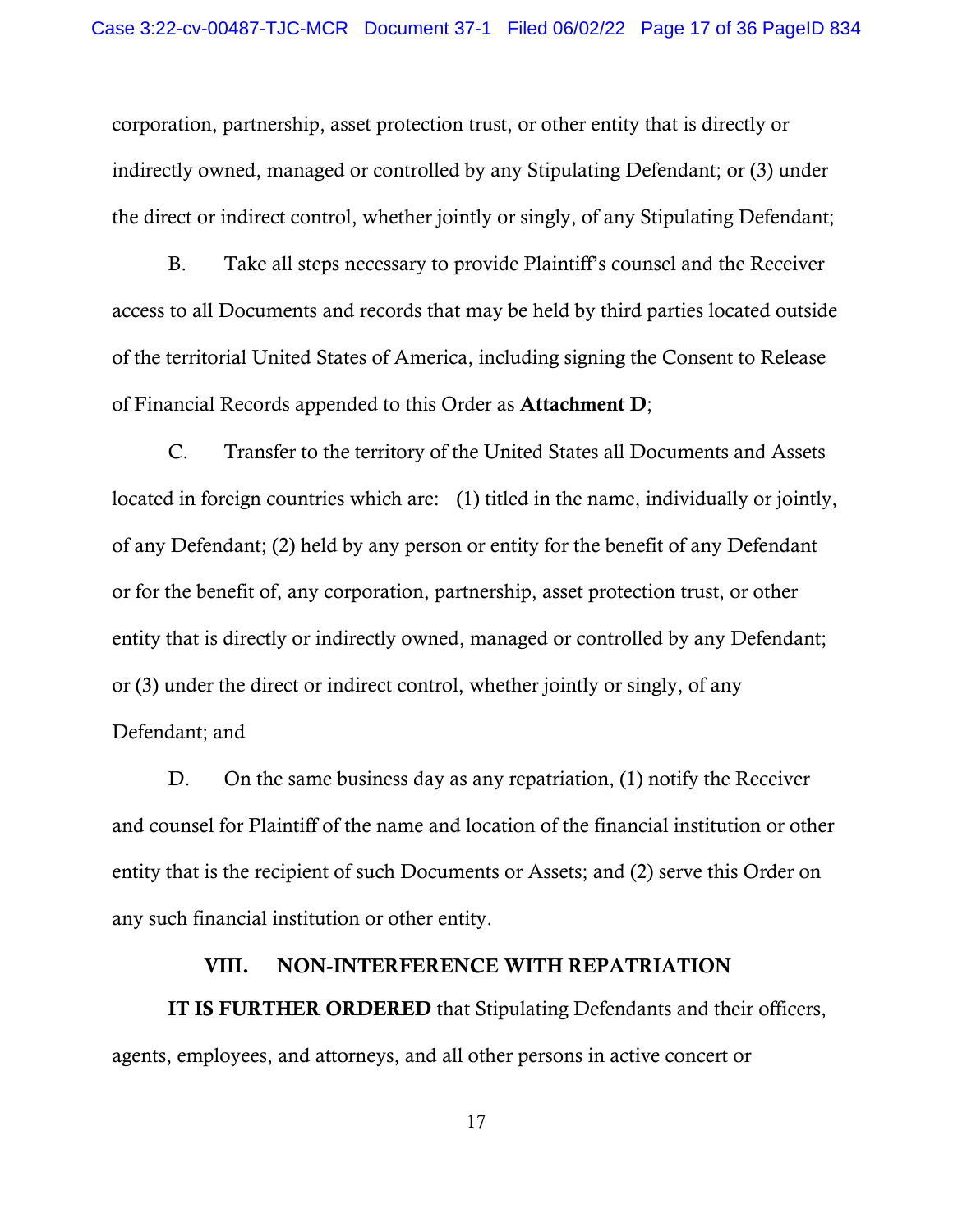corporation, partnership, asset protection trust, or other entity that is directly or indirectly owned, managed or controlled by any Stipulating Defendant; or (3) under the direct or indirect control, whether jointly or singly, of any Stipulating Defendant;

B. Take all steps necessary to provide Plaintiff's counsel and the Receiver access to all Documents and records that may be held by third parties located outside of the territorial United States of America, including signing the Consent to Release of Financial Records appended to this Order as **Attachment D**;

C. Transfer to the territory of the United States all Documents and Assets located in foreign countries which are: (1) titled in the name, individually or jointly, of any Defendant; (2) held by any person or entity for the benefit of any Defendant or for the benefit of, any corporation, partnership, asset protection trust, or other entity that is directly or indirectly owned, managed or controlled by any Defendant; or (3) under the direct or indirect control, whether jointly or singly, of any Defendant; and

D. On the same business day as any repatriation, (1) notify the Receiver and counsel for Plaintiff of the name and location of the financial institution or other entity that is the recipient of such Documents or Assets; and (2) serve this Order on any such financial institution or other entity.

## VIII. NON-INTERFERENCE WITH REPATRIATION

**IT IS FURTHER ORDERED** that Stipulating Defendants and their officers, agents, employees, and attorneys, and all other persons in active concert or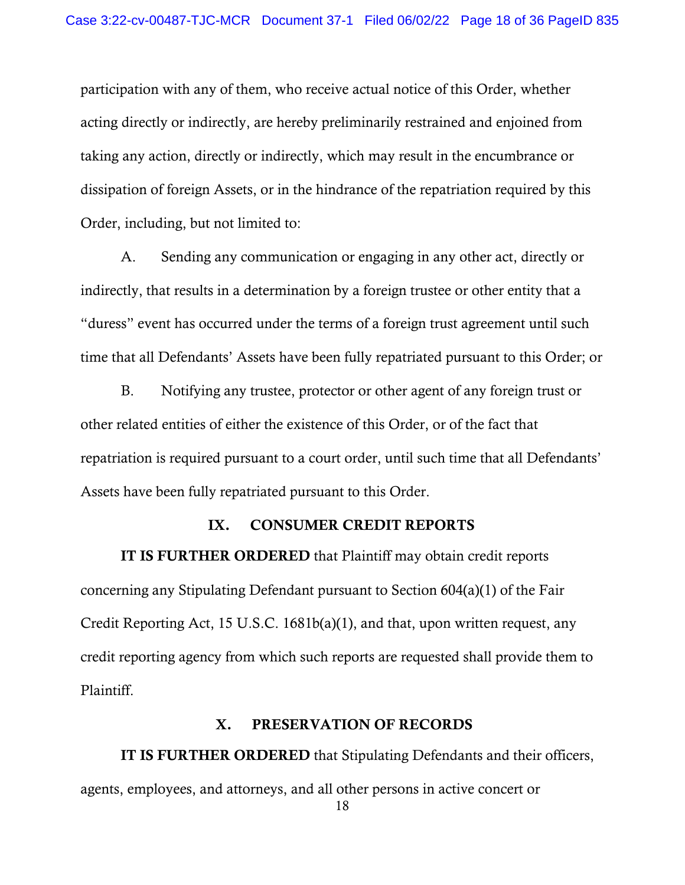participation with any of them, who receive actual notice of this Order, whether acting directly or indirectly, are hereby preliminarily restrained and enjoined from taking any action, directly or indirectly, which may result in the encumbrance or dissipation of foreign Assets, or in the hindrance of the repatriation required by this Order, including, but not limited to:

A. Sending any communication or engaging in any other act, directly or indirectly, that results in a determination by a foreign trustee or other entity that a "duress" event has occurred under the terms of a foreign trust agreement until such time that all Defendants' Assets have been fully repatriated pursuant to this Order; or

B. Notifying any trustee, protector or other agent of any foreign trust or other related entities of either the existence of this Order, or of the fact that repatriation is required pursuant to a court order, until such time that all Defendants' Assets have been fully repatriated pursuant to this Order.

## IX. CONSUMER CREDIT REPORTS

**IT IS FURTHER ORDERED** that Plaintiff may obtain credit reports concerning any Stipulating Defendant pursuant to Section 604(a)(1) of the Fair Credit Reporting Act, 15 U.S.C. 1681b(a)(1), and that, upon written request, any credit reporting agency from which such reports are requested shall provide them to Plaintiff.

## X. PRESERVATION OF RECORDS

**IT IS FURTHER ORDERED** that Stipulating Defendants and their officers, agents, employees, and attorneys, and all other persons in active concert or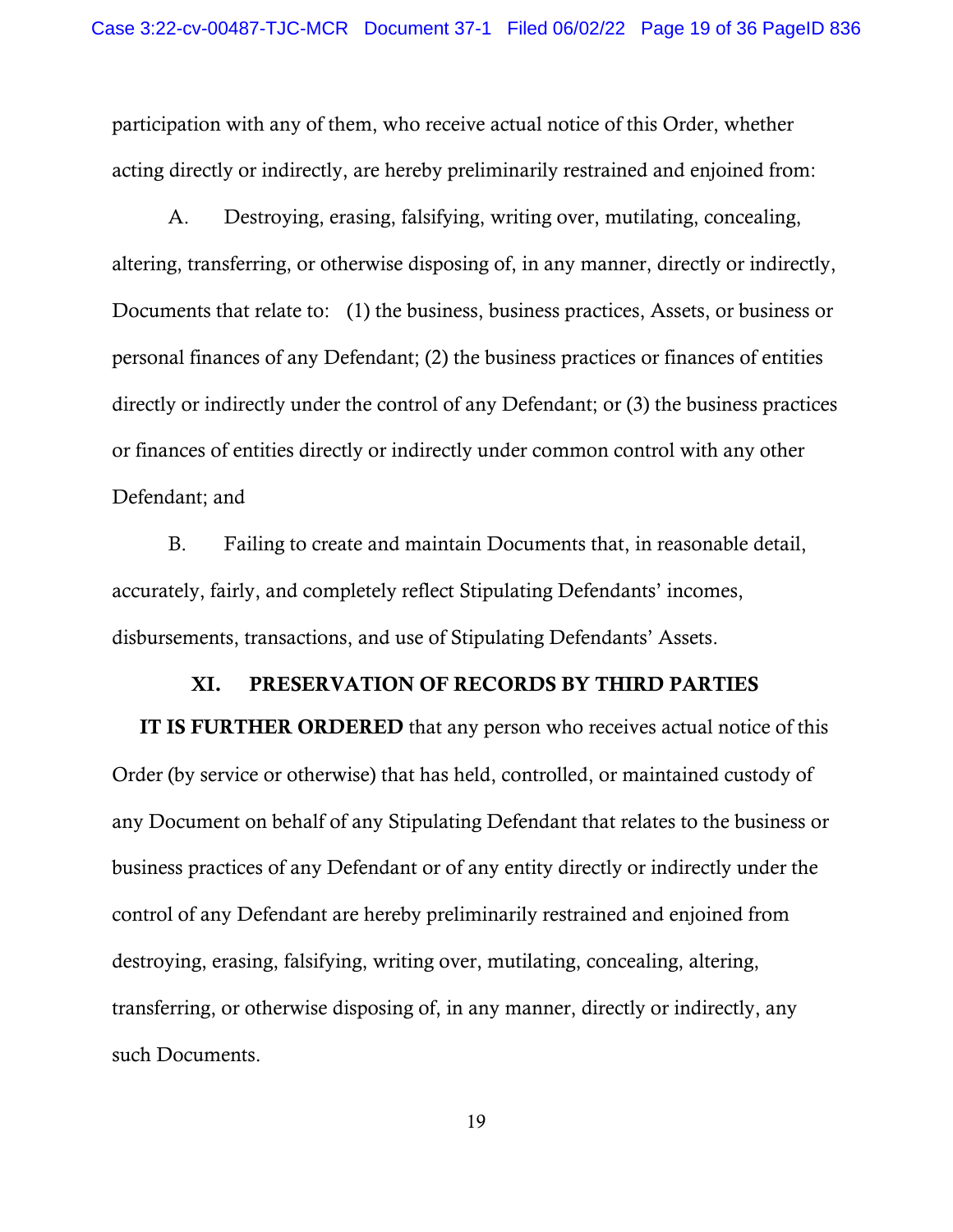participation with any of them, who receive actual notice of this Order, whether acting directly or indirectly, are hereby preliminarily restrained and enjoined from:

A. Destroying, erasing, falsifying, writing over, mutilating, concealing, altering, transferring, or otherwise disposing of, in any manner, directly or indirectly, Documents that relate to: (1) the business, business practices, Assets, or business or personal finances of any Defendant; (2) the business practices or finances of entities directly or indirectly under the control of any Defendant; or (3) the business practices or finances of entities directly or indirectly under common control with any other Defendant; and

B. Failing to create and maintain Documents that, in reasonable detail, accurately, fairly, and completely reflect Stipulating Defendants' incomes, disbursements, transactions, and use of Stipulating Defendants' Assets.

## XI. PRESERVATION OF RECORDS BY THIRD PARTIES

**IT IS FURTHER ORDERED** that any person who receives actual notice of this Order (by service or otherwise) that has held, controlled, or maintained custody of any Document on behalf of any Stipulating Defendant that relates to the business or business practices of any Defendant or of any entity directly or indirectly under the control of any Defendant are hereby preliminarily restrained and enjoined from destroying, erasing, falsifying, writing over, mutilating, concealing, altering, transferring, or otherwise disposing of, in any manner, directly or indirectly, any such Documents.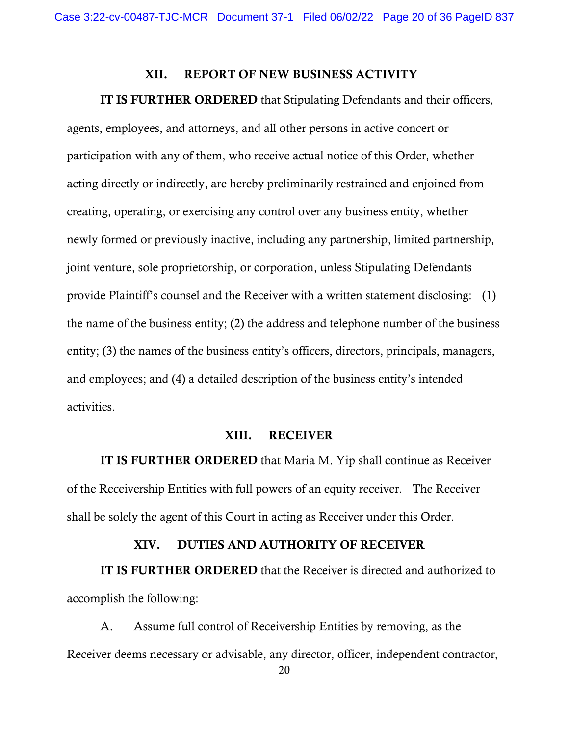## XII. REPORT OF NEW BUSINESS ACTIVITY

**IT IS FURTHER ORDERED** that Stipulating Defendants and their officers, agents, employees, and attorneys, and all other persons in active concert or participation with any of them, who receive actual notice of this Order, whether acting directly or indirectly, are hereby preliminarily restrained and enjoined from creating, operating, or exercising any control over any business entity, whether newly formed or previously inactive, including any partnership, limited partnership, joint venture, sole proprietorship, or corporation, unless Stipulating Defendants provide Plaintiff's counsel and the Receiver with a written statement disclosing: (1) the name of the business entity; (2) the address and telephone number of the business entity; (3) the names of the business entity's officers, directors, principals, managers, and employees; and (4) a detailed description of the business entity's intended activities.

## XIII. RECEIVER

**IT IS FURTHER ORDERED** that Maria M. Yip shall continue as Receiver of the Receivership Entities with full powers of an equity receiver. The Receiver shall be solely the agent of this Court in acting as Receiver under this Order.

## XIV. DUTIES AND AUTHORITY OF RECEIVER

**IT IS FURTHER ORDERED** that the Receiver is directed and authorized to accomplish the following:

A. Assume full control of Receivership Entities by removing, as the Receiver deems necessary or advisable, any director, officer, independent contractor,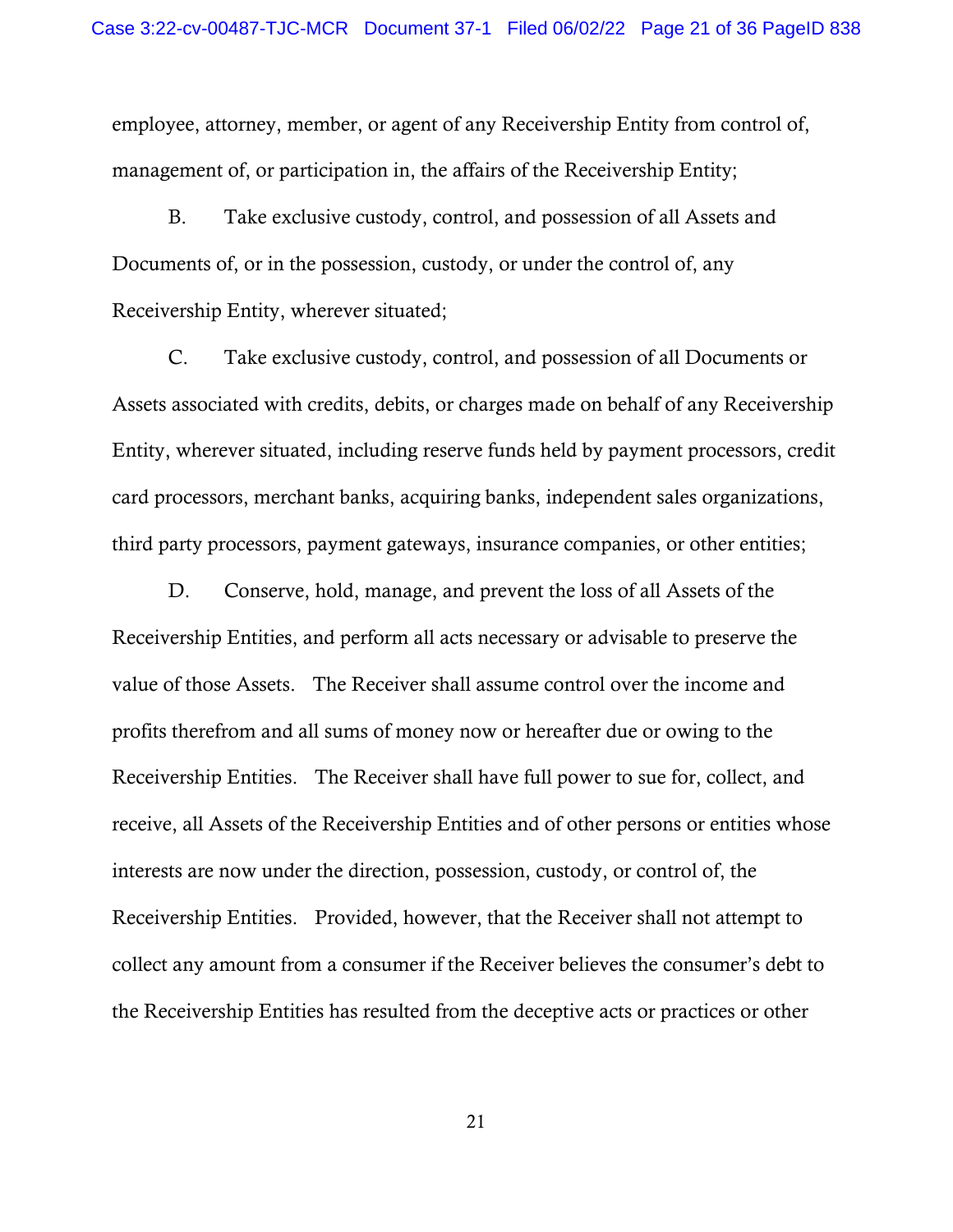employee, attorney, member, or agent of any Receivership Entity from control of, management of, or participation in, the affairs of the Receivership Entity;

B. Take exclusive custody, control, and possession of all Assets and Documents of, or in the possession, custody, or under the control of, any Receivership Entity, wherever situated;

C. Take exclusive custody, control, and possession of all Documents or Assets associated with credits, debits, or charges made on behalf of any Receivership Entity, wherever situated, including reserve funds held by payment processors, credit card processors, merchant banks, acquiring banks, independent sales organizations, third party processors, payment gateways, insurance companies, or other entities;

D. Conserve, hold, manage, and prevent the loss of all Assets of the Receivership Entities, and perform all acts necessary or advisable to preserve the value of those Assets. The Receiver shall assume control over the income and profits therefrom and all sums of money now or hereafter due or owing to the Receivership Entities. The Receiver shall have full power to sue for, collect, and receive, all Assets of the Receivership Entities and of other persons or entities whose interests are now under the direction, possession, custody, or control of, the Receivership Entities. Provided, however, that the Receiver shall not attempt to collect any amount from a consumer if the Receiver believes the consumer's debt to the Receivership Entities has resulted from the deceptive acts or practices or other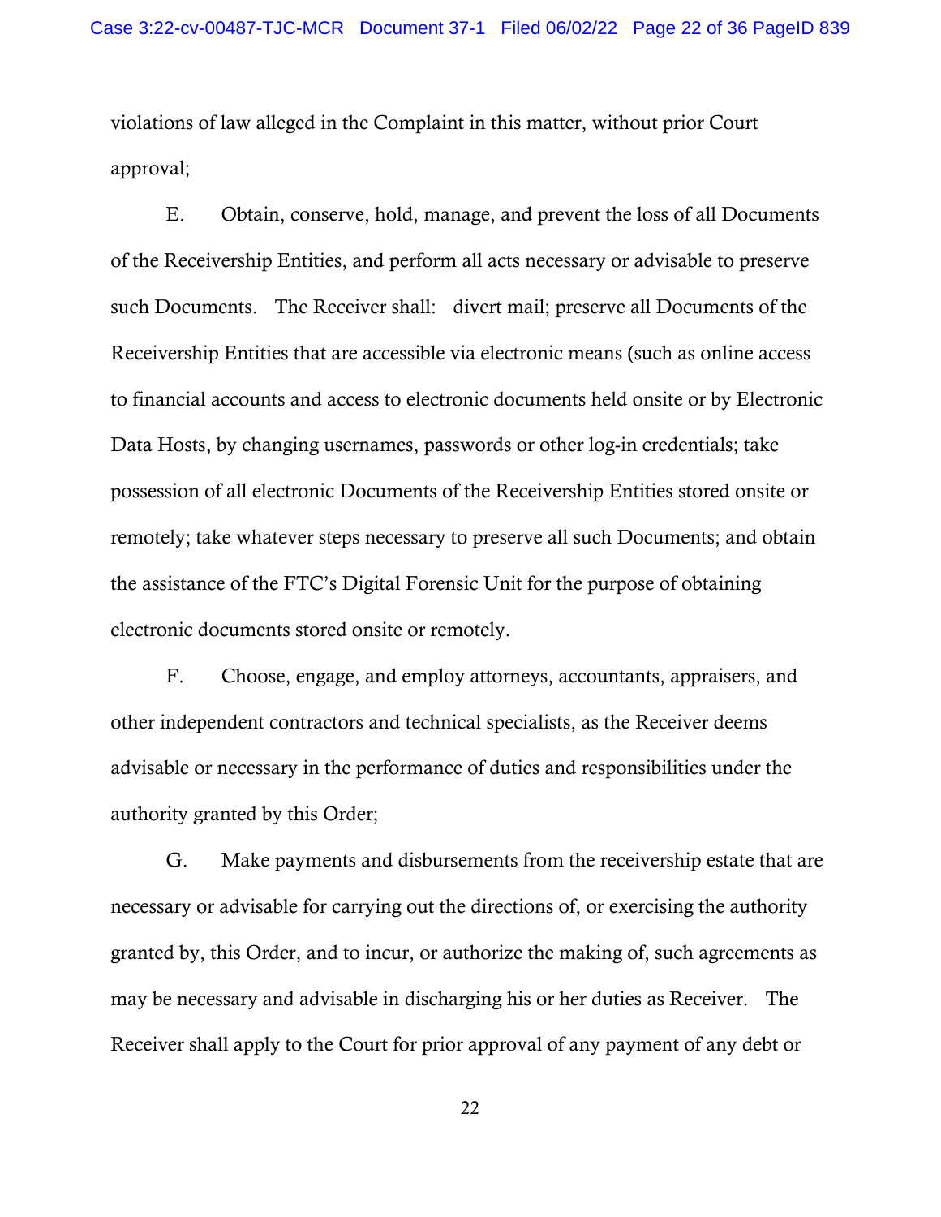violations of law alleged in the Complaint in this matter, without prior Court approval;

E. Obtain, conserve, hold, manage, and prevent the loss of all Documents of the Receivership Entities, and perform all acts necessary or advisable to preserve such Documents. The Receiver shall: divert mail; preserve all Documents of the Receivership Entities that are accessible via electronic means (such as online access to financial accounts and access to electronic documents held onsite or by Electronic Data Hosts, by changing usernames, passwords or other log-in credentials; take possession of all electronic Documents of the Receivership Entities stored onsite or remotely; take whatever steps necessary to preserve all such Documents; and obtain the assistance of the FTC's Digital Forensic Unit for the purpose of obtaining electronic documents stored onsite or remotely.

F. Choose, engage, and employ attorneys, accountants, appraisers, and other independent contractors and technical specialists, as the Receiver deems advisable or necessary in the performance of duties and responsibilities under the authority granted by this Order;

G. Make payments and disbursements from the receivership estate that are necessary or advisable for carrying out the directions of, or exercising the authority granted by, this Order, and to incur, or authorize the making of, such agreements as may be necessary and advisable in discharging his or her duties as Receiver. The Receiver shall apply to the Court for prior approval of any payment of any debt or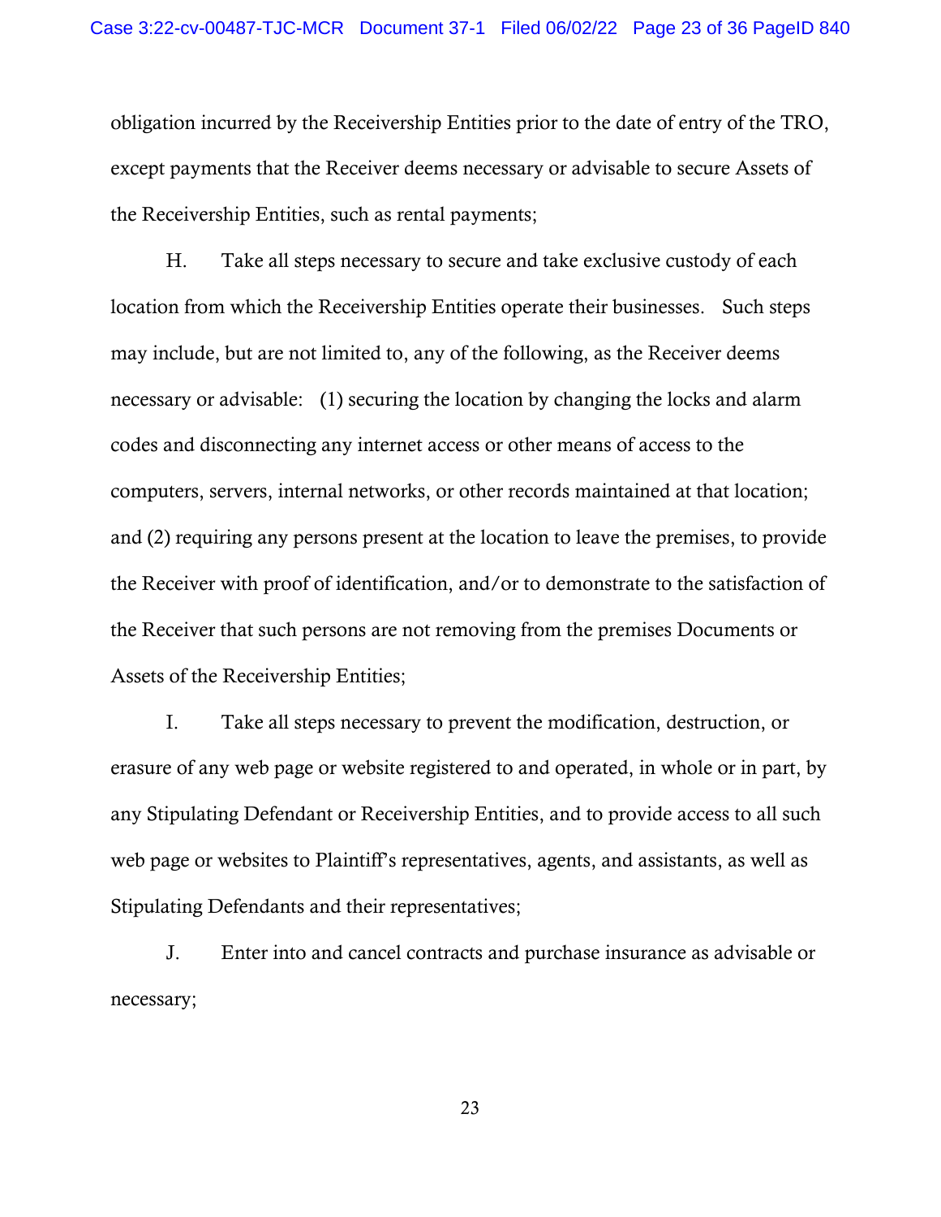obligation incurred by the Receivership Entities prior to the date of entry of the TRO, except payments that the Receiver deems necessary or advisable to secure Assets of the Receivership Entities, such as rental payments;

H. Take all steps necessary to secure and take exclusive custody of each location from which the Receivership Entities operate their businesses. Such steps may include, but are not limited to, any of the following, as the Receiver deems necessary or advisable: (1) securing the location by changing the locks and alarm codes and disconnecting any internet access or other means of access to the computers, servers, internal networks, or other records maintained at that location; and (2) requiring any persons present at the location to leave the premises, to provide the Receiver with proof of identification, and/or to demonstrate to the satisfaction of the Receiver that such persons are not removing from the premises Documents or Assets of the Receivership Entities;

I. Take all steps necessary to prevent the modification, destruction, or erasure of any web page or website registered to and operated, in whole or in part, by any Stipulating Defendant or Receivership Entities, and to provide access to all such web page or websites to Plaintiff's representatives, agents, and assistants, as well as Stipulating Defendants and their representatives;

J. Enter into and cancel contracts and purchase insurance as advisable or necessary;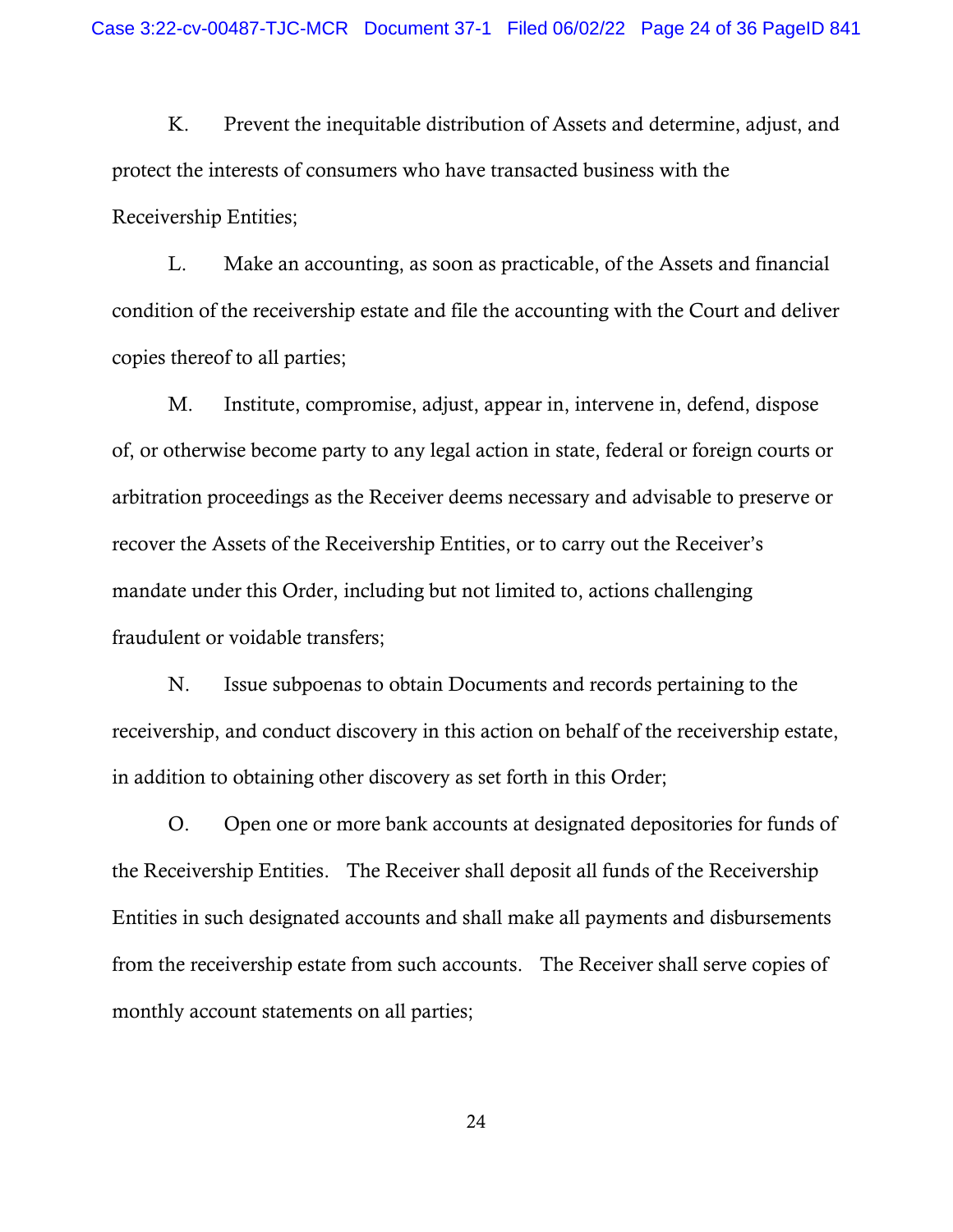K. Prevent the inequitable distribution of Assets and determine, adjust, and protect the interests of consumers who have transacted business with the Receivership Entities;

L. Make an accounting, as soon as practicable, of the Assets and financial condition of the receivership estate and file the accounting with the Court and deliver copies thereof to all parties;

M. Institute, compromise, adjust, appear in, intervene in, defend, dispose of, or otherwise become party to any legal action in state, federal or foreign courts or arbitration proceedings as the Receiver deems necessary and advisable to preserve or recover the Assets of the Receivership Entities, or to carry out the Receiver's mandate under this Order, including but not limited to, actions challenging fraudulent or voidable transfers;

N. Issue subpoenas to obtain Documents and records pertaining to the receivership, and conduct discovery in this action on behalf of the receivership estate, in addition to obtaining other discovery as set forth in this Order;

O. Open one or more bank accounts at designated depositories for funds of the Receivership Entities. The Receiver shall deposit all funds of the Receivership Entities in such designated accounts and shall make all payments and disbursements from the receivership estate from such accounts. The Receiver shall serve copies of monthly account statements on all parties;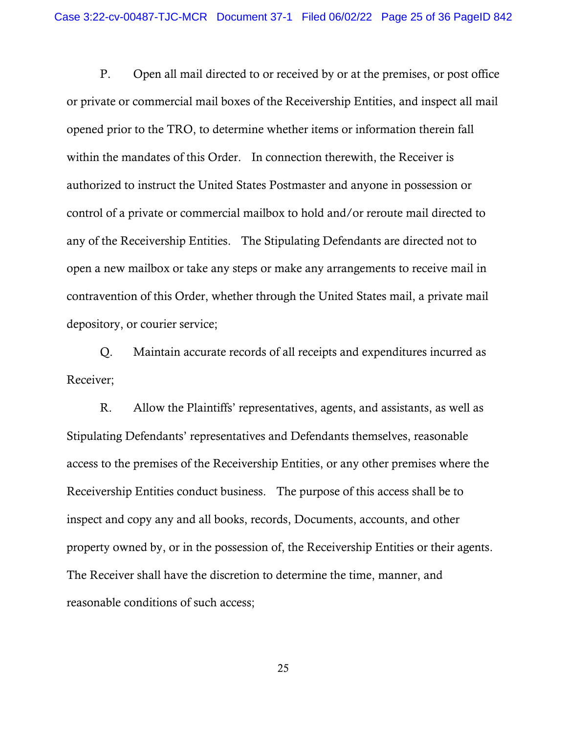P. Open all mail directed to or received by or at the premises, or post office or private or commercial mail boxes of the Receivership Entities, and inspect all mail opened prior to the TRO, to determine whether items or information therein fall within the mandates of this Order. In connection therewith, the Receiver is authorized to instruct the United States Postmaster and anyone in possession or control of a private or commercial mailbox to hold and/or reroute mail directed to any of the Receivership Entities. The Stipulating Defendants are directed not to open a new mailbox or take any steps or make any arrangements to receive mail in contravention of this Order, whether through the United States mail, a private mail depository, or courier service;

Q. Maintain accurate records of all receipts and expenditures incurred as Receiver;

R. Allow the Plaintiffs' representatives, agents, and assistants, as well as Stipulating Defendants' representatives and Defendants themselves, reasonable access to the premises of the Receivership Entities, or any other premises where the Receivership Entities conduct business. The purpose of this access shall be to inspect and copy any and all books, records, Documents, accounts, and other property owned by, or in the possession of, the Receivership Entities or their agents. The Receiver shall have the discretion to determine the time, manner, and reasonable conditions of such access;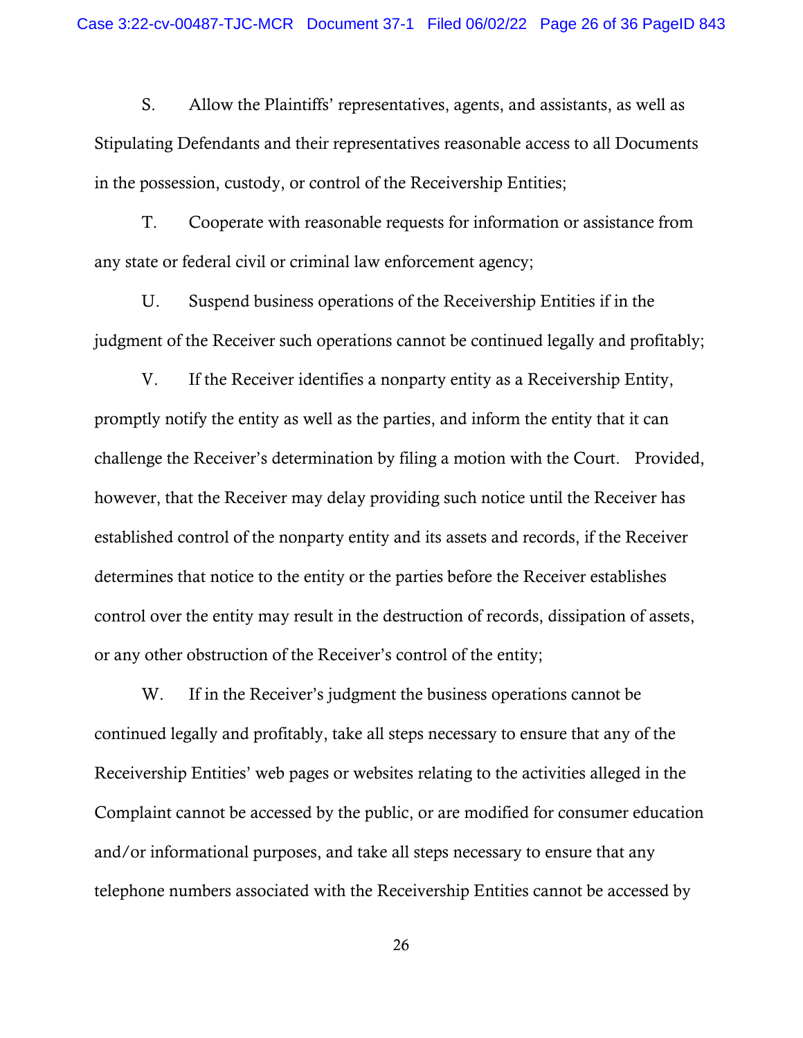S. Allow the Plaintiffs' representatives, agents, and assistants, as well as Stipulating Defendants and their representatives reasonable access to all Documents in the possession, custody, or control of the Receivership Entities;

T. Cooperate with reasonable requests for information or assistance from any state or federal civil or criminal law enforcement agency;

U. Suspend business operations of the Receivership Entities if in the judgment of the Receiver such operations cannot be continued legally and profitably;

V. If the Receiver identifies a nonparty entity as a Receivership Entity, promptly notify the entity as well as the parties, and inform the entity that it can challenge the Receiver's determination by filing a motion with the Court. Provided, however, that the Receiver may delay providing such notice until the Receiver has established control of the nonparty entity and its assets and records, if the Receiver determines that notice to the entity or the parties before the Receiver establishes control over the entity may result in the destruction of records, dissipation of assets, or any other obstruction of the Receiver's control of the entity;

W. If in the Receiver's judgment the business operations cannot be continued legally and profitably, take all steps necessary to ensure that any of the Receivership Entities' web pages or websites relating to the activities alleged in the Complaint cannot be accessed by the public, or are modified for consumer education and/or informational purposes, and take all steps necessary to ensure that any telephone numbers associated with the Receivership Entities cannot be accessed by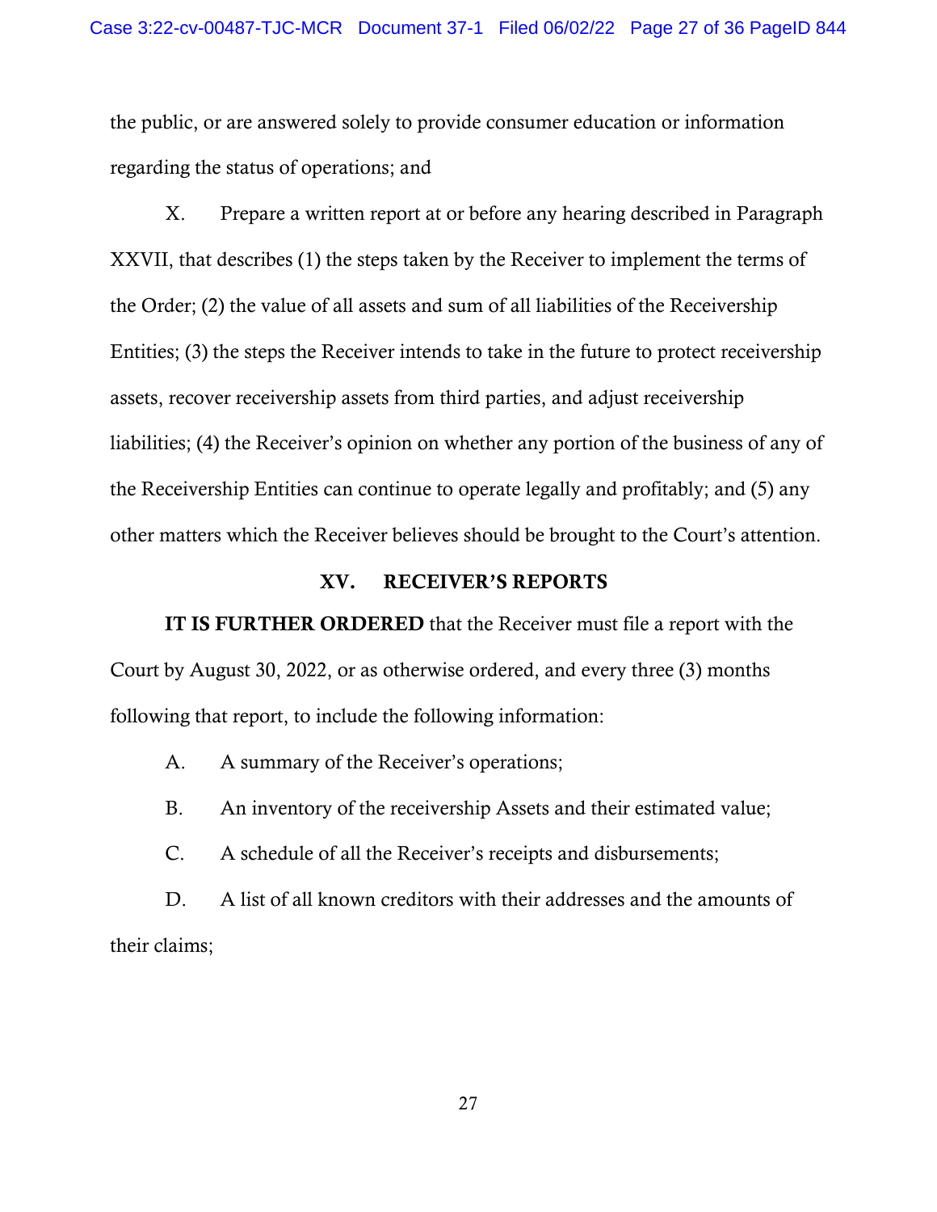the public, or are answered solely to provide consumer education or information regarding the status of operations; and

X. Prepare a written report at or before any hearing described in Paragraph XXVII, that describes (1) the steps taken by the Receiver to implement the terms of the Order; (2) the value of all assets and sum of all liabilities of the Receivership Entities; (3) the steps the Receiver intends to take in the future to protect receivership assets, recover receivership assets from third parties, and adjust receivership liabilities; (4) the Receiver's opinion on whether any portion of the business of any of the Receivership Entities can continue to operate legally and profitably; and (5) any other matters which the Receiver believes should be brought to the Court's attention.

## XV. RECEIVER'S REPORTS

**IT IS FURTHER ORDERED** that the Receiver must file a report with the Court by August 30, 2022, or as otherwise ordered, and every three (3) months following that report, to include the following information:

A. A summary of the Receiver's operations;

B. An inventory of the receivership Assets and their estimated value;

C. A schedule of all the Receiver's receipts and disbursements;

D. A list of all known creditors with their addresses and the amounts of their claims;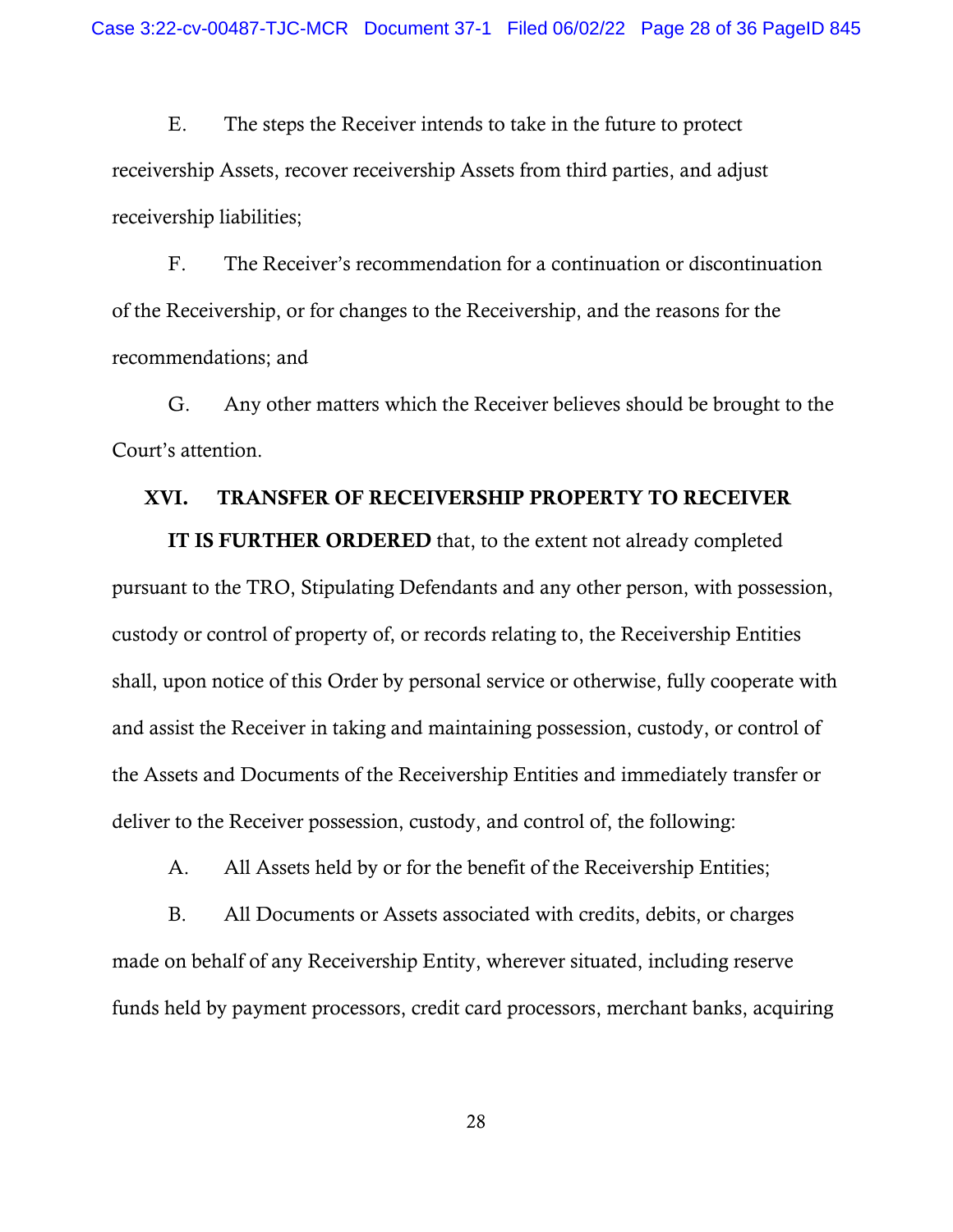E. The steps the Receiver intends to take in the future to protect receivership Assets, recover receivership Assets from third parties, and adjust receivership liabilities;

F. The Receiver's recommendation for a continuation or discontinuation of the Receivership, or for changes to the Receivership, and the reasons for the recommendations; and

G. Any other matters which the Receiver believes should be brought to the Court's attention.

## XVI. TRANSFER OF RECEIVERSHIP PROPERTY TO RECEIVER

**IT IS FURTHER ORDERED** that, to the extent not already completed pursuant to the TRO, Stipulating Defendants and any other person, with possession, custody or control of property of, or records relating to, the Receivership Entities shall, upon notice of this Order by personal service or otherwise, fully cooperate with and assist the Receiver in taking and maintaining possession, custody, or control of the Assets and Documents of the Receivership Entities and immediately transfer or deliver to the Receiver possession, custody, and control of, the following:

A. All Assets held by or for the benefit of the Receivership Entities;

B. All Documents or Assets associated with credits, debits, or charges made on behalf of any Receivership Entity, wherever situated, including reserve funds held by payment processors, credit card processors, merchant banks, acquiring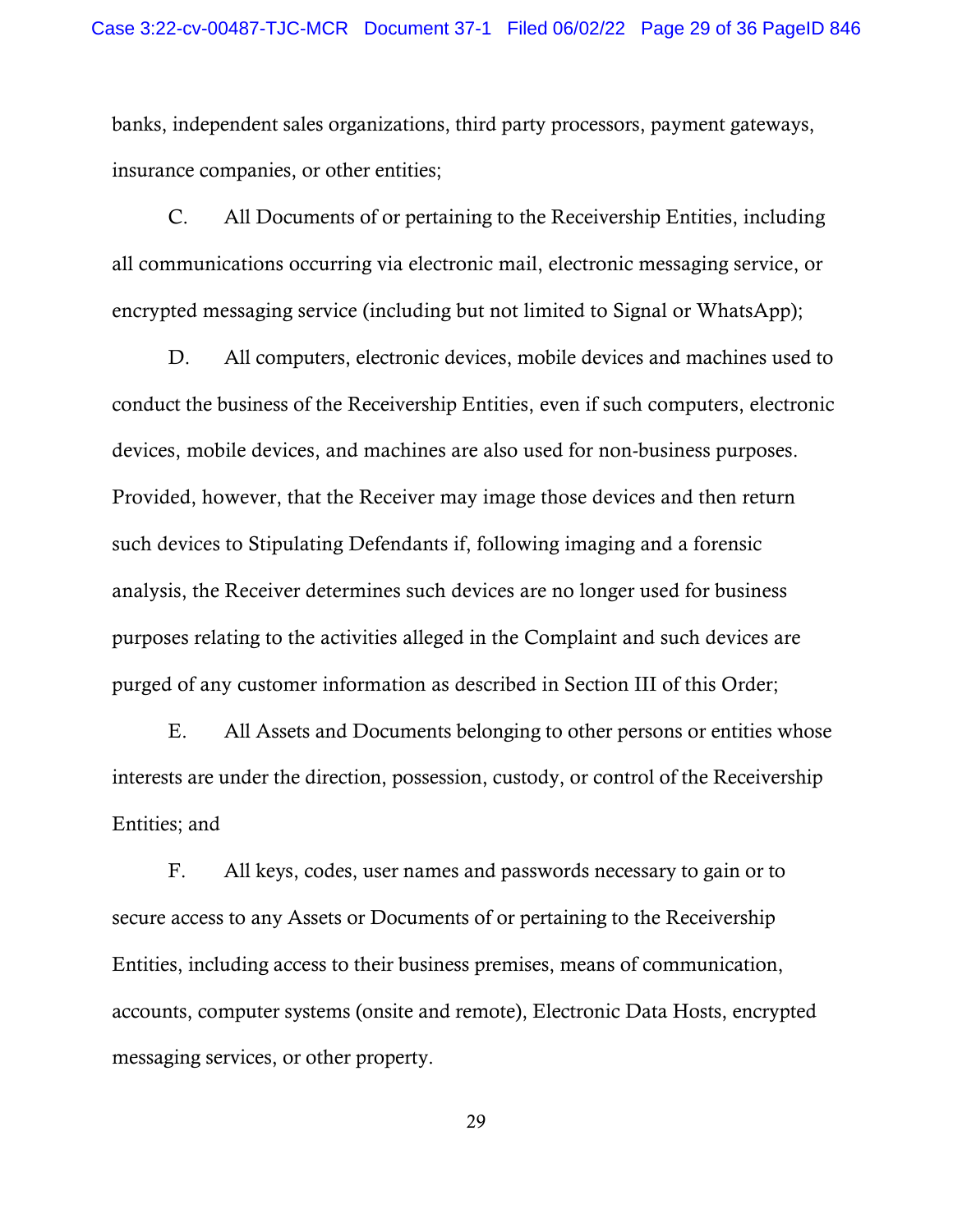banks, independent sales organizations, third party processors, payment gateways, insurance companies, or other entities;

C. All Documents of or pertaining to the Receivership Entities, including all communications occurring via electronic mail, electronic messaging service, or encrypted messaging service (including but not limited to Signal or WhatsApp);

D. All computers, electronic devices, mobile devices and machines used to conduct the business of the Receivership Entities, even if such computers, electronic devices, mobile devices, and machines are also used for non-business purposes. Provided, however, that the Receiver may image those devices and then return such devices to Stipulating Defendants if, following imaging and a forensic analysis, the Receiver determines such devices are no longer used for business purposes relating to the activities alleged in the Complaint and such devices are purged of any customer information as described in Section III of this Order;

E. All Assets and Documents belonging to other persons or entities whose interests are under the direction, possession, custody, or control of the Receivership Entities; and

F. All keys, codes, user names and passwords necessary to gain or to secure access to any Assets or Documents of or pertaining to the Receivership Entities, including access to their business premises, means of communication, accounts, computer systems (onsite and remote), Electronic Data Hosts, encrypted messaging services, or other property.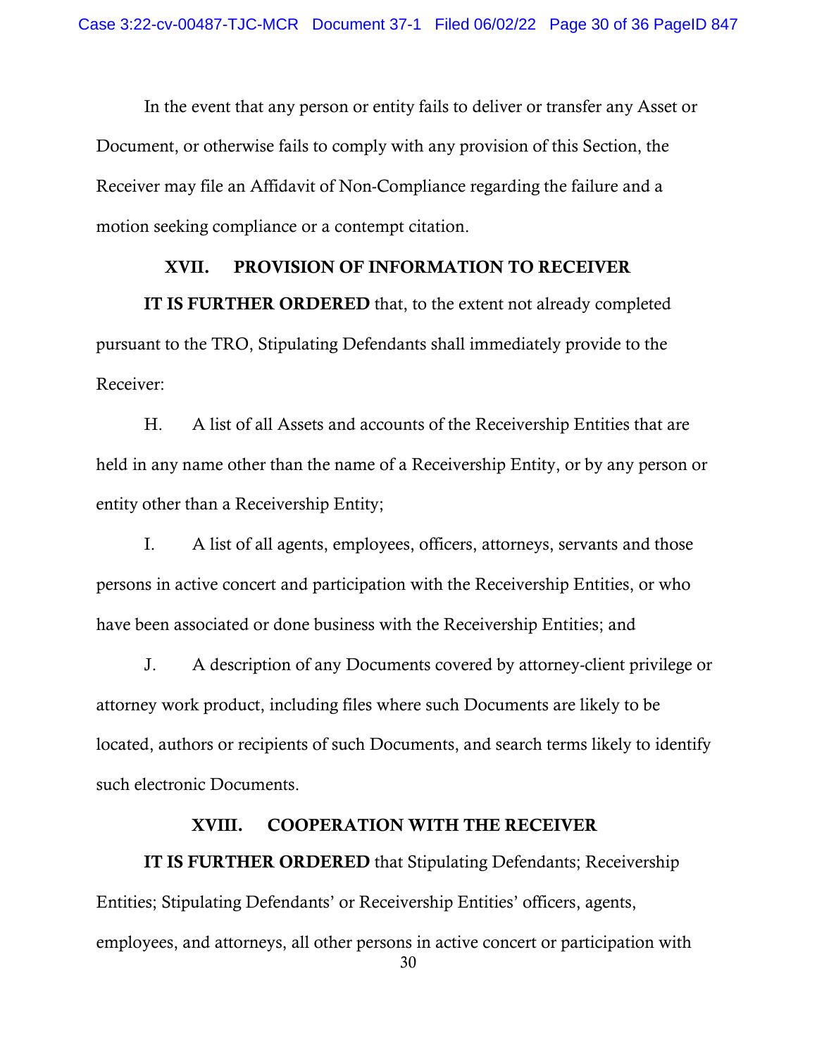In the event that any person or entity fails to deliver or transfer any Asset or Document, or otherwise fails to comply with any provision of this Section, the Receiver may file an Affidavit of Non-Compliance regarding the failure and a motion seeking compliance or a contempt citation.

## XVII. PROVISION OF INFORMATION TO RECEIVER

**IT IS FURTHER ORDERED** that, to the extent not already completed pursuant to the TRO, Stipulating Defendants shall immediately provide to the Receiver:

H. A list of all Assets and accounts of the Receivership Entities that are held in any name other than the name of a Receivership Entity, or by any person or entity other than a Receivership Entity;

I. A list of all agents, employees, officers, attorneys, servants and those persons in active concert and participation with the Receivership Entities, or who have been associated or done business with the Receivership Entities; and

J. A description of any Documents covered by attorney-client privilege or attorney work product, including files where such Documents are likely to be located, authors or recipients of such Documents, and search terms likely to identify such electronic Documents.

## XVIII. COOPERATION WITH THE RECEIVER

**IT IS FURTHER ORDERED** that Stipulating Defendants; Receivership Entities; Stipulating Defendants' or Receivership Entities' officers, agents, employees, and attorneys, all other persons in active concert or participation with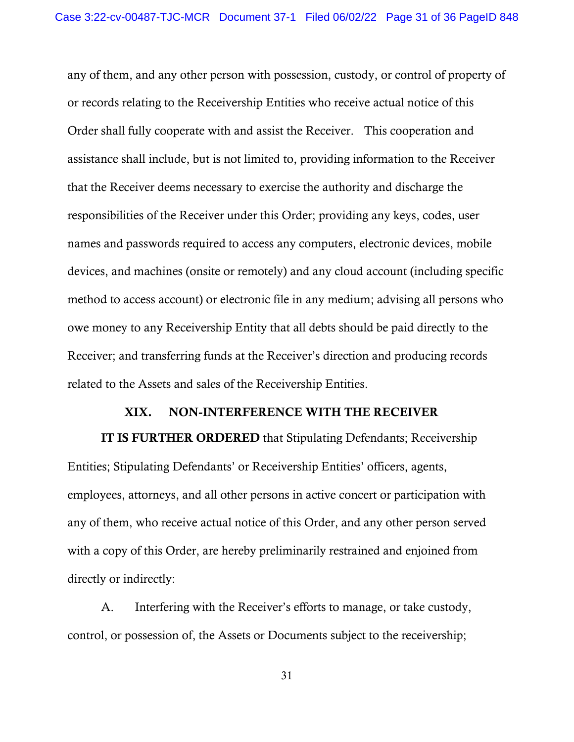any of them, and any other person with possession, custody, or control of property of or records relating to the Receivership Entities who receive actual notice of this Order shall fully cooperate with and assist the Receiver. This cooperation and assistance shall include, but is not limited to, providing information to the Receiver that the Receiver deems necessary to exercise the authority and discharge the responsibilities of the Receiver under this Order; providing any keys, codes, user names and passwords required to access any computers, electronic devices, mobile devices, and machines (onsite or remotely) and any cloud account (including specific method to access account) or electronic file in any medium; advising all persons who owe money to any Receivership Entity that all debts should be paid directly to the Receiver; and transferring funds at the Receiver's direction and producing records related to the Assets and sales of the Receivership Entities.

## XIX. NON-INTERFERENCE WITH THE RECEIVER

**IT IS FURTHER ORDERED** that Stipulating Defendants; Receivership Entities; Stipulating Defendants' or Receivership Entities' officers, agents, employees, attorneys, and all other persons in active concert or participation with any of them, who receive actual notice of this Order, and any other person served with a copy of this Order, are hereby preliminarily restrained and enjoined from directly or indirectly:

A. Interfering with the Receiver's efforts to manage, or take custody, control, or possession of, the Assets or Documents subject to the receivership;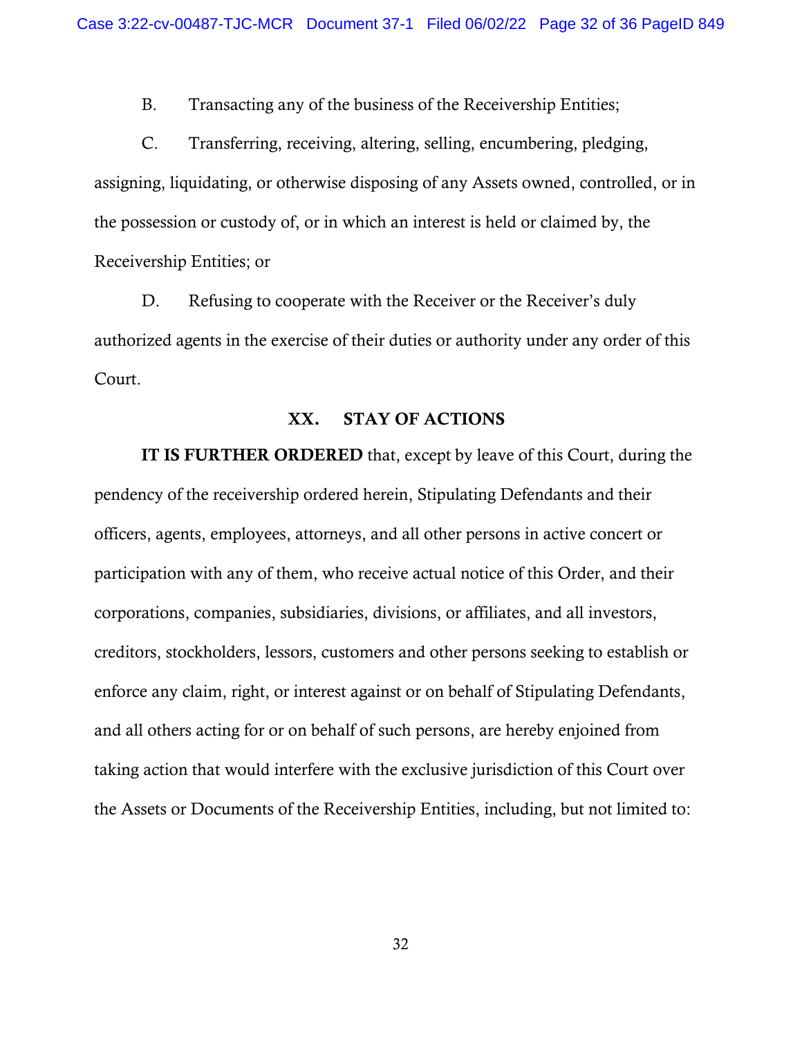B. Transacting any of the business of the Receivership Entities;

C. Transferring, receiving, altering, selling, encumbering, pledging, assigning, liquidating, or otherwise disposing of any Assets owned, controlled, or in the possession or custody of, or in which an interest is held or claimed by, the Receivership Entities; or

D. Refusing to cooperate with the Receiver or the Receiver's duly authorized agents in the exercise of their duties or authority under any order of this Court.

## XX. STAY OF ACTIONS

**IT IS FURTHER ORDERED** that, except by leave of this Court, during the pendency of the receivership ordered herein, Stipulating Defendants and their officers, agents, employees, attorneys, and all other persons in active concert or participation with any of them, who receive actual notice of this Order, and their corporations, companies, subsidiaries, divisions, or affiliates, and all investors, creditors, stockholders, lessors, customers and other persons seeking to establish or enforce any claim, right, or interest against or on behalf of Stipulating Defendants, and all others acting for or on behalf of such persons, are hereby enjoined from taking action that would interfere with the exclusive jurisdiction of this Court over the Assets or Documents of the Receivership Entities, including, but not limited to: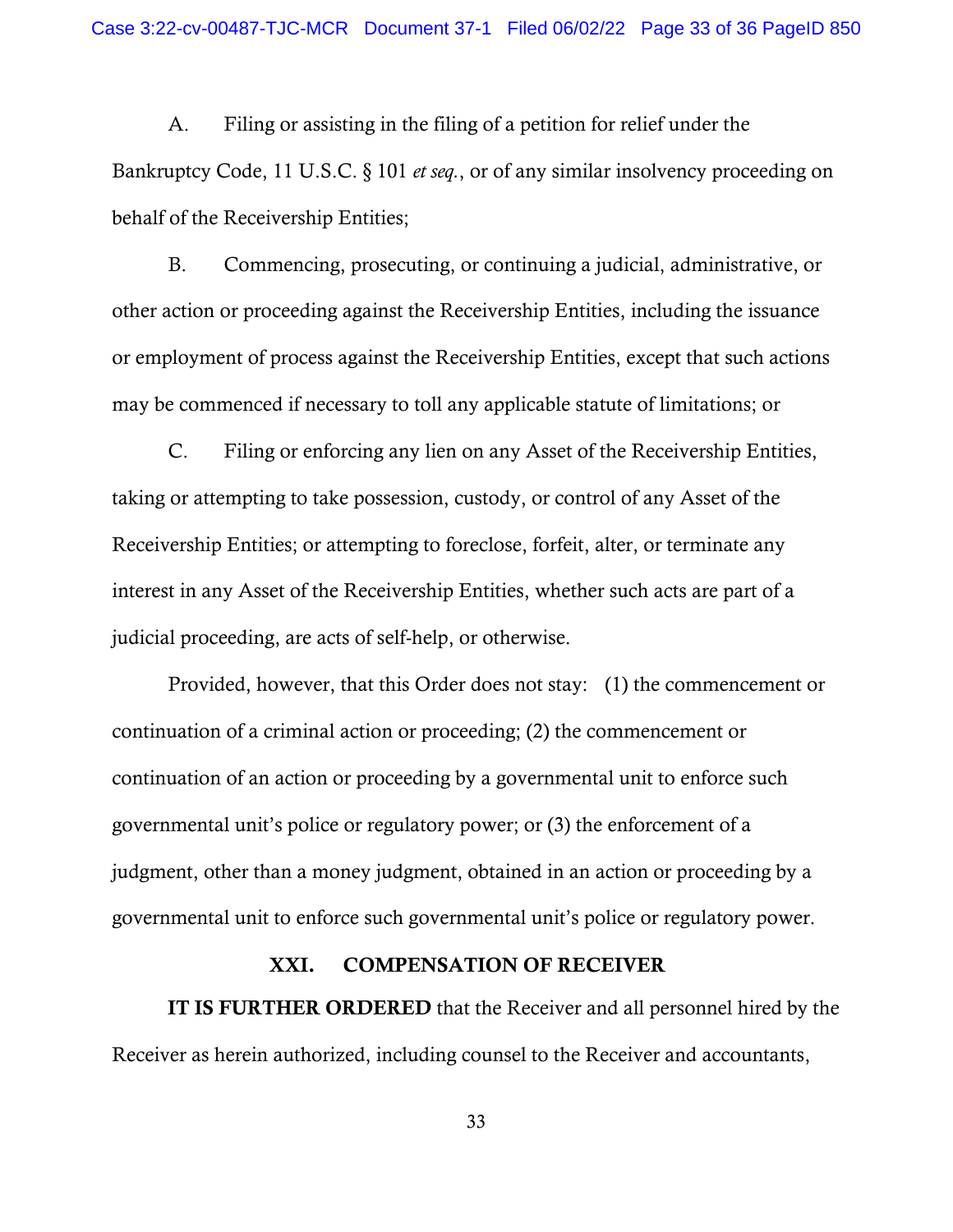A. Filing or assisting in the filing of a petition for relief under the Bankruptcy Code, 11 U.S.C. § 101 *et seq.*, or of any similar insolvency proceeding on behalf of the Receivership Entities;

B. Commencing, prosecuting, or continuing a judicial, administrative, or other action or proceeding against the Receivership Entities, including the issuance or employment of process against the Receivership Entities, except that such actions may be commenced if necessary to toll any applicable statute of limitations; or

C. Filing or enforcing any lien on any Asset of the Receivership Entities, taking or attempting to take possession, custody, or control of any Asset of the Receivership Entities; or attempting to foreclose, forfeit, alter, or terminate any interest in any Asset of the Receivership Entities, whether such acts are part of a judicial proceeding, are acts of self-help, or otherwise.

Provided, however, that this Order does not stay: (1) the commencement or continuation of a criminal action or proceeding; (2) the commencement or continuation of an action or proceeding by a governmental unit to enforce such governmental unit's police or regulatory power; or (3) the enforcement of a judgment, other than a money judgment, obtained in an action or proceeding by a governmental unit to enforce such governmental unit's police or regulatory power.

## XXI. COMPENSATION OF RECEIVER

**IT IS FURTHER ORDERED** that the Receiver and all personnel hired by the Receiver as herein authorized, including counsel to the Receiver and accountants,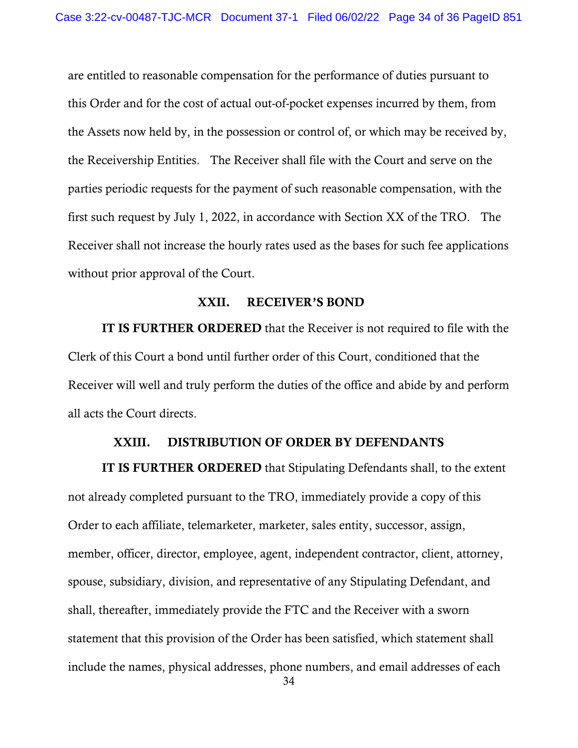are entitled to reasonable compensation for the performance of duties pursuant to this Order and for the cost of actual out-of-pocket expenses incurred by them, from the Assets now held by, in the possession or control of, or which may be received by, the Receivership Entities. The Receiver shall file with the Court and serve on the parties periodic requests for the payment of such reasonable compensation, with the first such request by July 1, 2022, in accordance with Section XX of the TRO. The Receiver shall not increase the hourly rates used as the bases for such fee applications without prior approval of the Court.

## XXII. RECEIVER'S BOND

**IT IS FURTHER ORDERED** that the Receiver is not required to file with the Clerk of this Court a bond until further order of this Court, conditioned that the Receiver will well and truly perform the duties of the office and abide by and perform all acts the Court directs.

## XXIII. DISTRIBUTION OF ORDER BY DEFENDANTS

**IT IS FURTHER ORDERED** that Stipulating Defendants shall, to the extent not already completed pursuant to the TRO, immediately provide a copy of this Order to each affiliate, telemarketer, marketer, sales entity, successor, assign, member, officer, director, employee, agent, independent contractor, client, attorney, spouse, subsidiary, division, and representative of any Stipulating Defendant, and shall, thereafter, immediately provide the FTC and the Receiver with a sworn statement that this provision of the Order has been satisfied, which statement shall include the names, physical addresses, phone numbers, and email addresses of each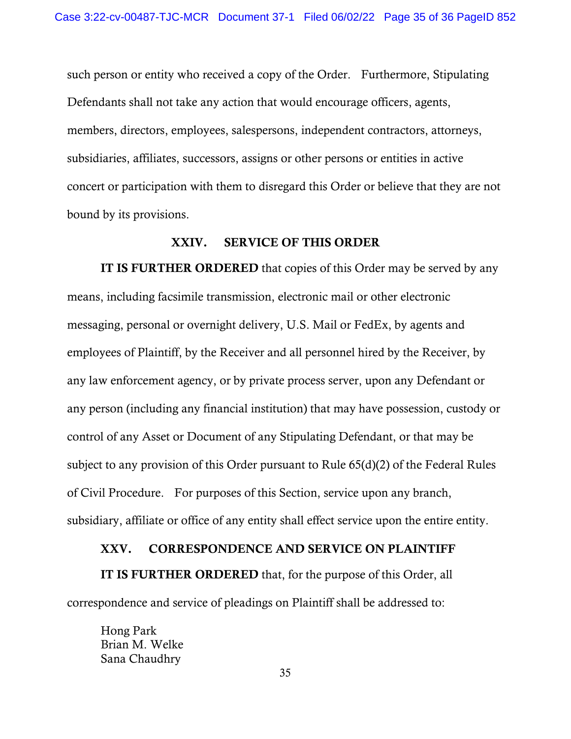such person or entity who received a copy of the Order. Furthermore, Stipulating Defendants shall not take any action that would encourage officers, agents, members, directors, employees, salespersons, independent contractors, attorneys, subsidiaries, affiliates, successors, assigns or other persons or entities in active concert or participation with them to disregard this Order or believe that they are not bound by its provisions.

## XXIV. SERVICE OF THIS ORDER

**IT IS FURTHER ORDERED** that copies of this Order may be served by any means, including facsimile transmission, electronic mail or other electronic messaging, personal or overnight delivery, U.S. Mail or FedEx, by agents and employees of Plaintiff, by the Receiver and all personnel hired by the Receiver, by any law enforcement agency, or by private process server, upon any Defendant or any person (including any financial institution) that may have possession, custody or control of any Asset or Document of any Stipulating Defendant, or that may be subject to any provision of this Order pursuant to Rule 65(d)(2) of the Federal Rules of Civil Procedure. For purposes of this Section, service upon any branch, subsidiary, affiliate or office of any entity shall effect service upon the entire entity.

## XXV. CORRESPONDENCE AND SERVICE ON PLAINTIFF

**IT IS FURTHER ORDERED** that, for the purpose of this Order, all correspondence and service of pleadings on Plaintiff shall be addressed to:

Hong Park
Brian M. Welke
Sana Chaudhry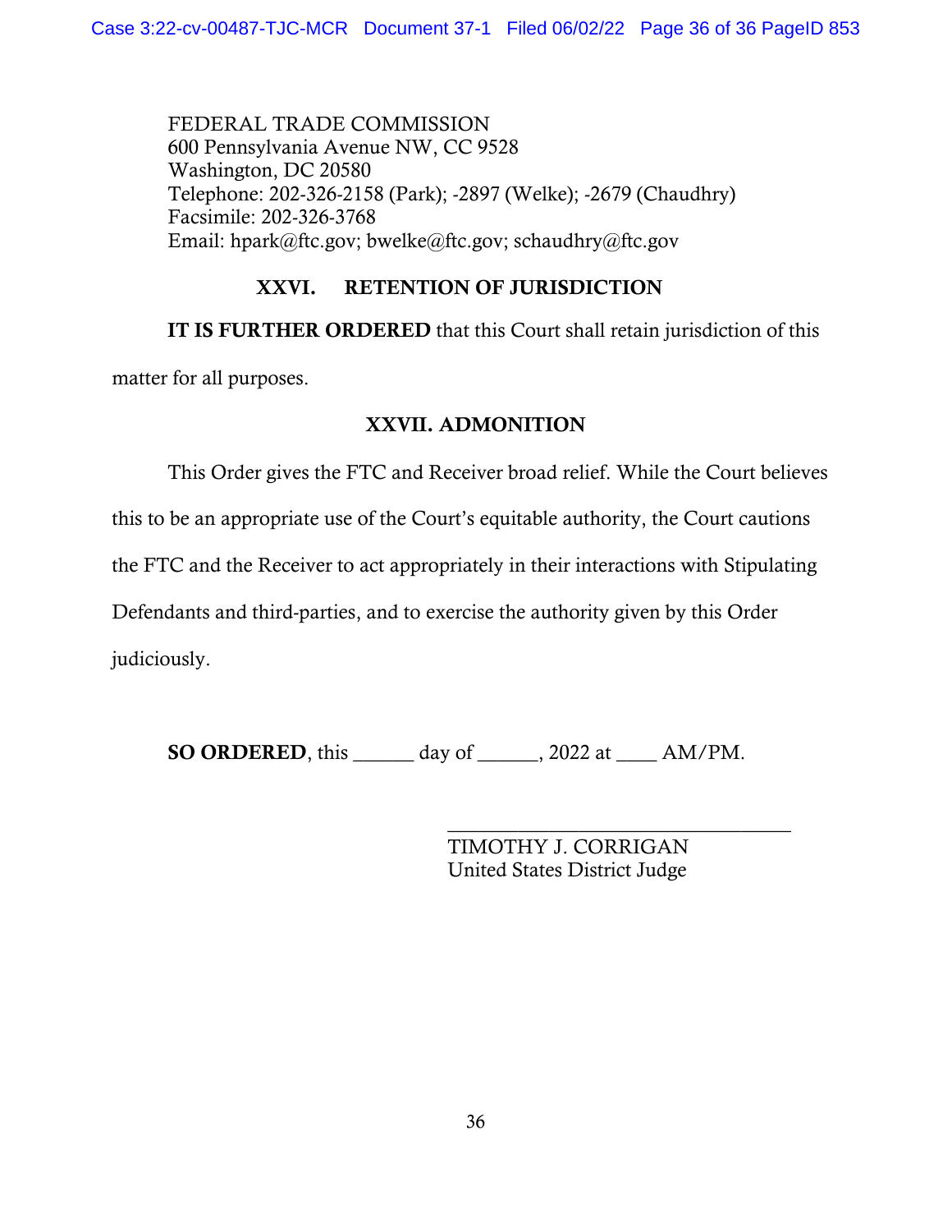FEDERAL TRADE COMMISSION
600 Pennsylvania Avenue NW, CC 9528
Washington, DC 20580
Telephone: 202-326-2158 (Park); -2897 (Welke); -2679 (Chaudhry)
Facsimile: 202-326-3768
Email: hpark@ftc.gov; bwelke@ftc.gov; schaudhry@ftc.gov

## XXVI. RETENTION OF JURISDICTION

**IT IS FURTHER ORDERED** that this Court shall retain jurisdiction of this matter for all purposes.

## XXVII. ADMONITION

This Order gives the FTC and Receiver broad relief. While the Court believes this to be an appropriate use of the Court's equitable authority, the Court cautions the FTC and the Receiver to act appropriately in their interactions with Stipulating Defendants and third-parties, and to exercise the authority given by this Order judiciously.

**SO ORDERED**, this ______ day of ______, 2022 at ____ AM/PM.

_________________________________
TIMOTHY J. CORRIGAN
United States District Judge